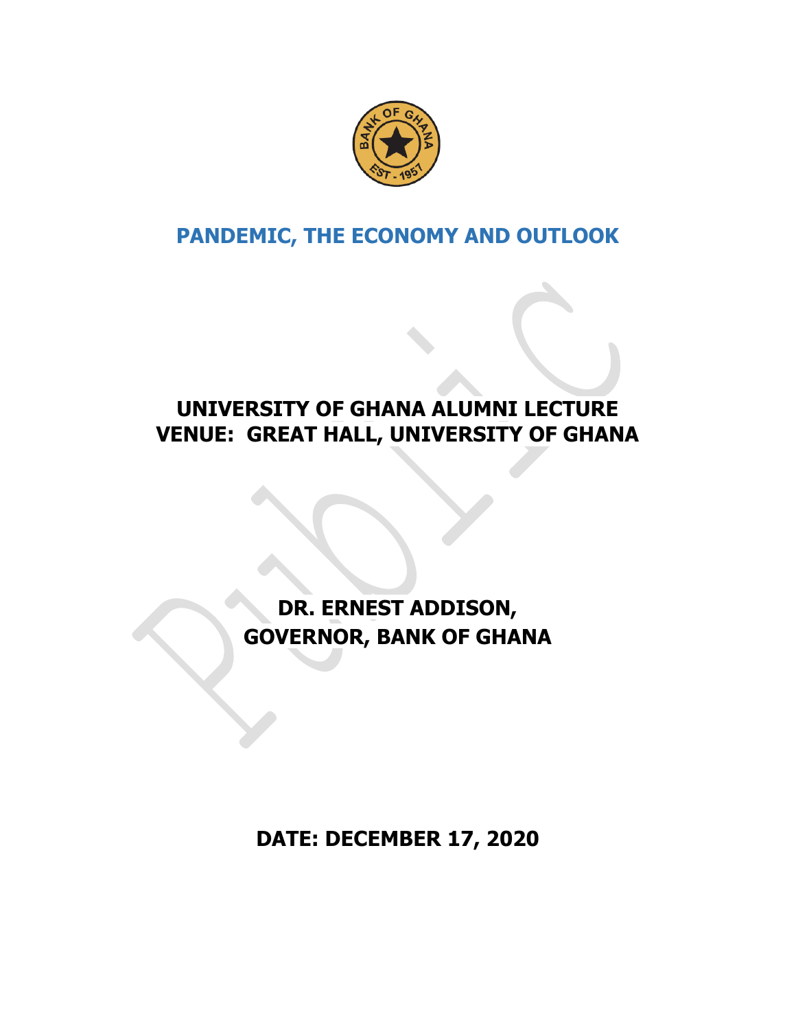# PANDEMIC, THE ECONOMY AND OUTLOOK

**UNIVERSITY OF GHANA ALUMNI LECTURE**
**VENUE: GREAT HALL, UNIVERSITY OF GHANA**

**DR. ERNEST ADDISON,**
**GOVERNOR, BANK OF GHANA**

**DATE: DECEMBER 17, 2020**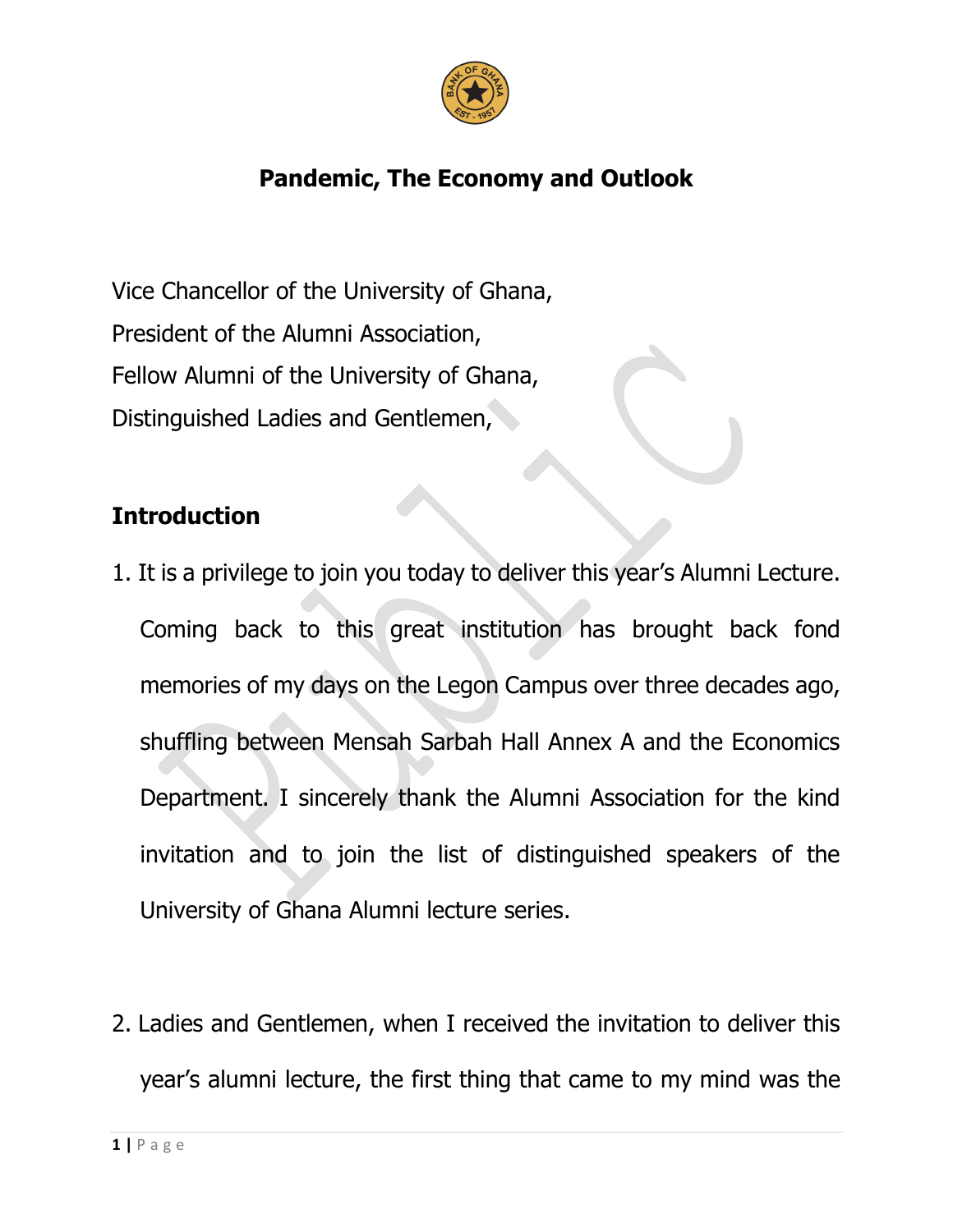# Pandemic, The Economy and Outlook

Vice Chancellor of the University of Ghana,
President of the Alumni Association,
Fellow Alumni of the University of Ghana,
Distinguished Ladies and Gentlemen,

## Introduction

1. It is a privilege to join you today to deliver this year's Alumni Lecture. Coming back to this great institution has brought back fond memories of my days on the Legon Campus over three decades ago, shuffling between Mensah Sarbah Hall Annex A and the Economics Department. I sincerely thank the Alumni Association for the kind invitation and to join the list of distinguished speakers of the University of Ghana Alumni lecture series.

2. Ladies and Gentlemen, when I received the invitation to deliver this year's alumni lecture, the first thing that came to my mind was the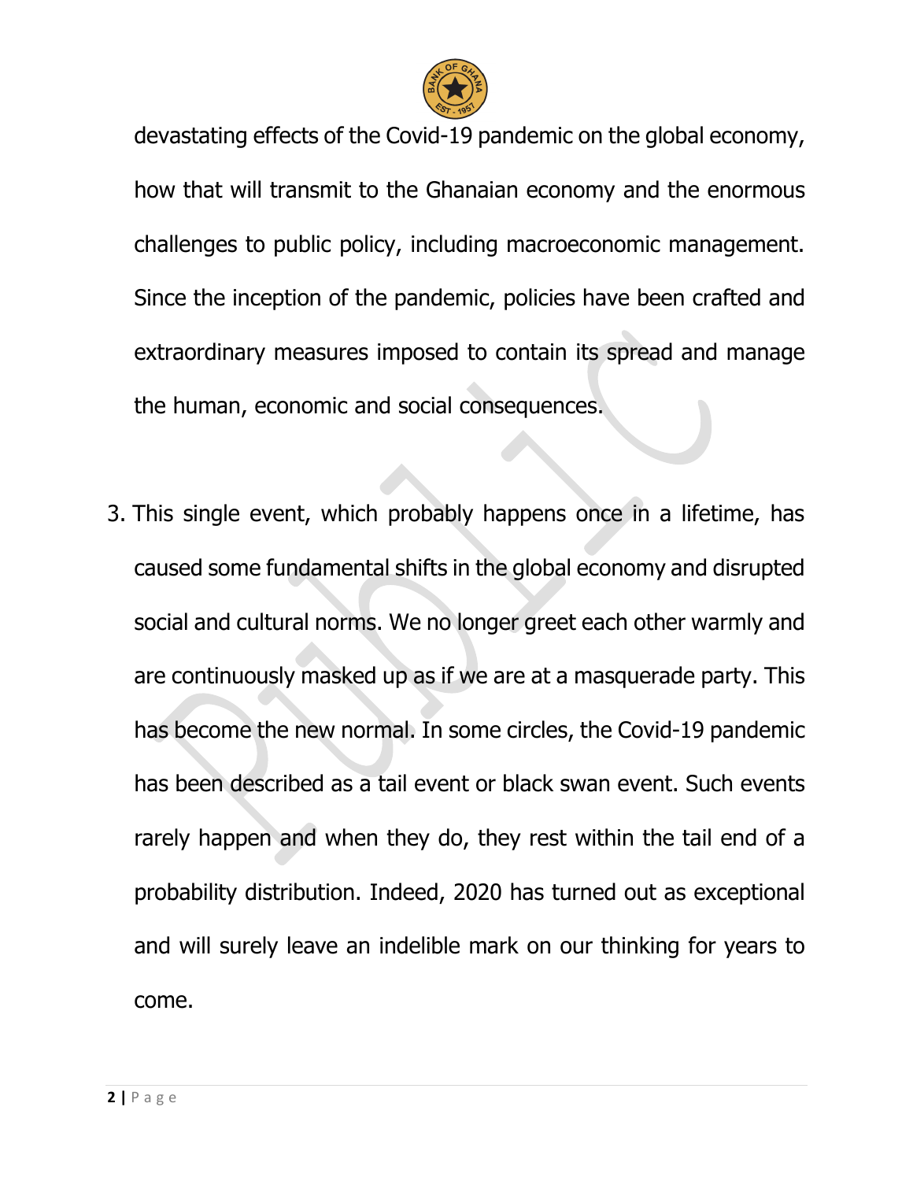devastating effects of the Covid-19 pandemic on the global economy, how that will transmit to the Ghanaian economy and the enormous challenges to public policy, including macroeconomic management. Since the inception of the pandemic, policies have been crafted and extraordinary measures imposed to contain its spread and manage the human, economic and social consequences.

3. This single event, which probably happens once in a lifetime, has caused some fundamental shifts in the global economy and disrupted social and cultural norms. We no longer greet each other warmly and are continuously masked up as if we are at a masquerade party. This has become the new normal. In some circles, the Covid-19 pandemic has been described as a tail event or black swan event. Such events rarely happen and when they do, they rest within the tail end of a probability distribution. Indeed, 2020 has turned out as exceptional and will surely leave an indelible mark on our thinking for years to come.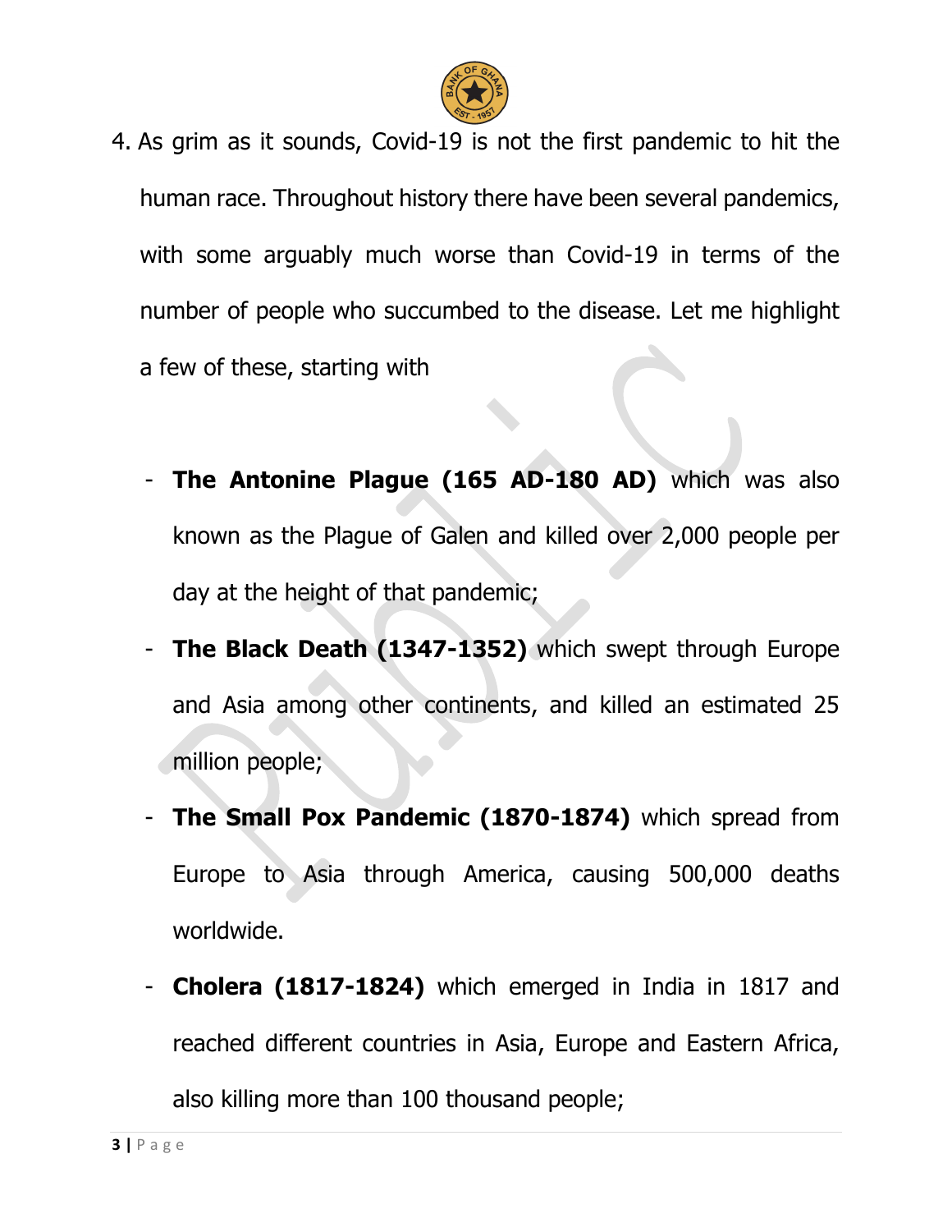4. As grim as it sounds, Covid-19 is not the first pandemic to hit the human race. Throughout history there have been several pandemics, with some arguably much worse than Covid-19 in terms of the number of people who succumbed to the disease. Let me highlight a few of these, starting with

    - **The Antonine Plague (165 AD-180 AD)** which was also known as the Plague of Galen and killed over 2,000 people per day at the height of that pandemic;
    - **The Black Death (1347-1352)** which swept through Europe and Asia among other continents, and killed an estimated 25 million people;
    - **The Small Pox Pandemic (1870-1874)** which spread from Europe to Asia through America, causing 500,000 deaths worldwide.
    - **Cholera (1817-1824)** which emerged in India in 1817 and reached different countries in Asia, Europe and Eastern Africa, also killing more than 100 thousand people;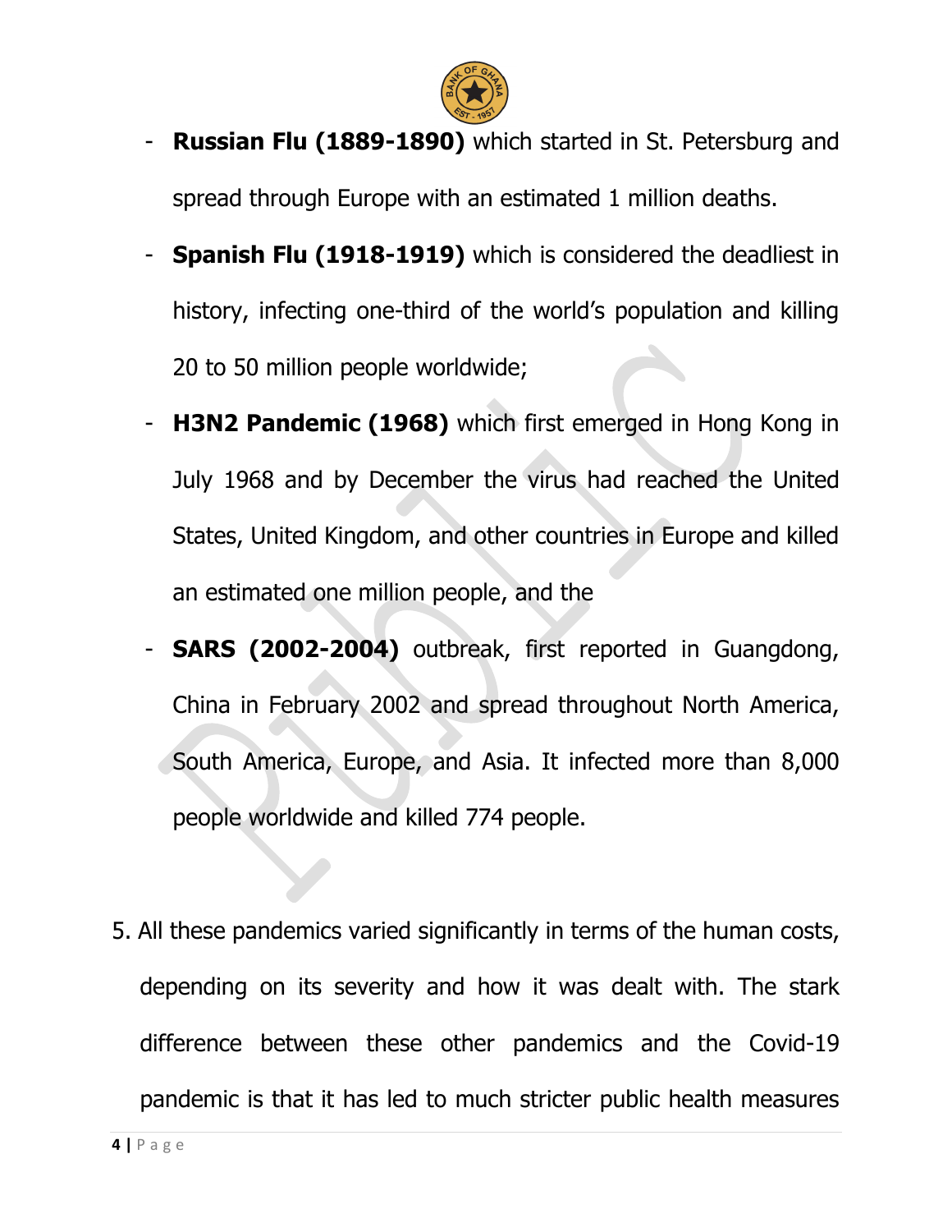- **Russian Flu (1889-1890)** which started in St. Petersburg and spread through Europe with an estimated 1 million deaths.
- **Spanish Flu (1918-1919)** which is considered the deadliest in history, infecting one-third of the world's population and killing 20 to 50 million people worldwide;
- **H3N2 Pandemic (1968)** which first emerged in Hong Kong in July 1968 and by December the virus had reached the United States, United Kingdom, and other countries in Europe and killed an estimated one million people, and the
- **SARS (2002-2004)** outbreak, first reported in Guangdong, China in February 2002 and spread throughout North America, South America, Europe, and Asia. It infected more than 8,000 people worldwide and killed 774 people.

5. All these pandemics varied significantly in terms of the human costs, depending on its severity and how it was dealt with. The stark difference between these other pandemics and the Covid-19 pandemic is that it has led to much stricter public health measures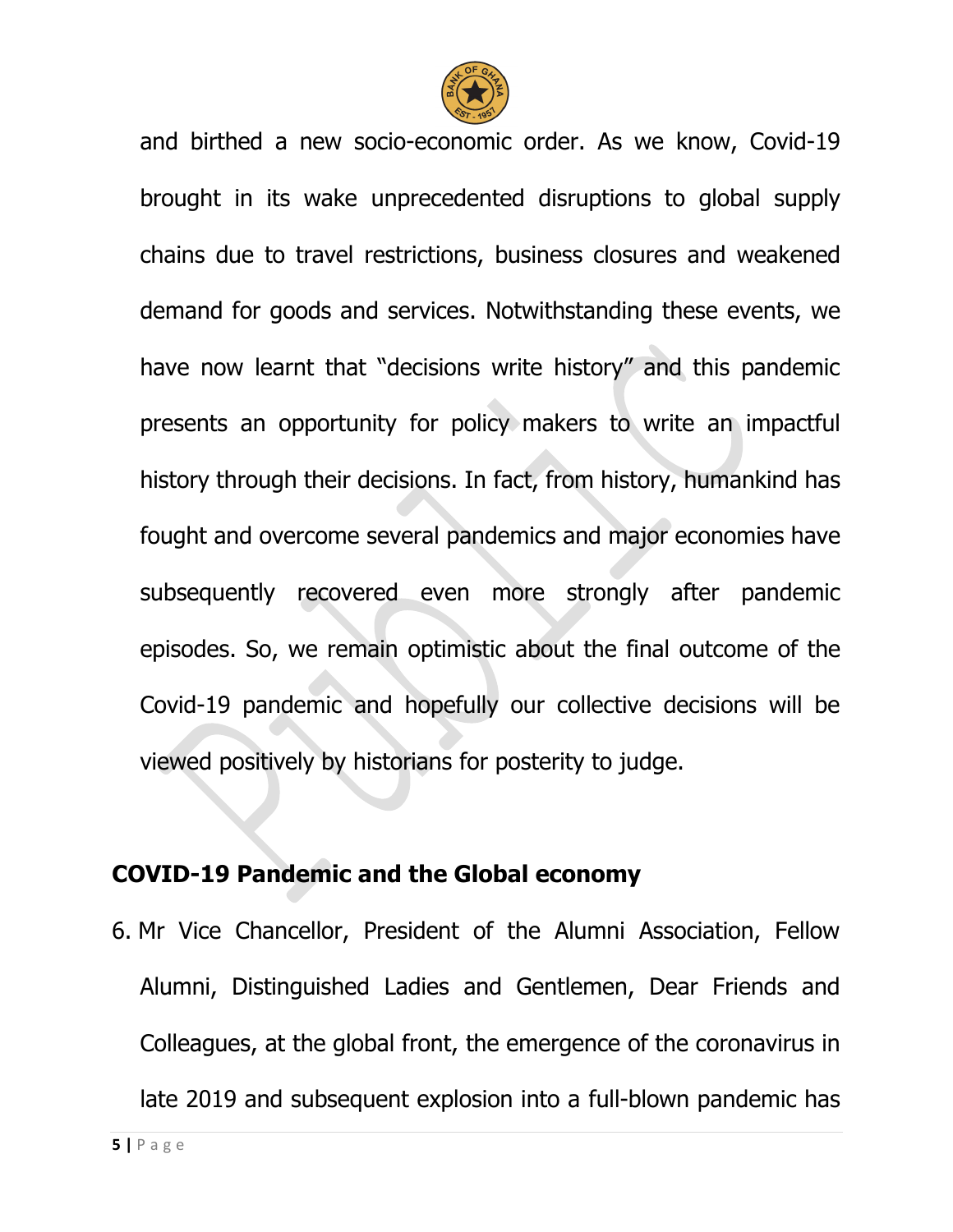and birthed a new socio-economic order. As we know, Covid-19 brought in its wake unprecedented disruptions to global supply chains due to travel restrictions, business closures and weakened demand for goods and services. Notwithstanding these events, we have now learnt that "decisions write history" and this pandemic presents an opportunity for policy makers to write an impactful history through their decisions. In fact, from history, humankind has fought and overcome several pandemics and major economies have subsequently recovered even more strongly after pandemic episodes. So, we remain optimistic about the final outcome of the Covid-19 pandemic and hopefully our collective decisions will be viewed positively by historians for posterity to judge.

## COVID-19 Pandemic and the Global economy

6. Mr Vice Chancellor, President of the Alumni Association, Fellow Alumni, Distinguished Ladies and Gentlemen, Dear Friends and Colleagues, at the global front, the emergence of the coronavirus in late 2019 and subsequent explosion into a full-blown pandemic has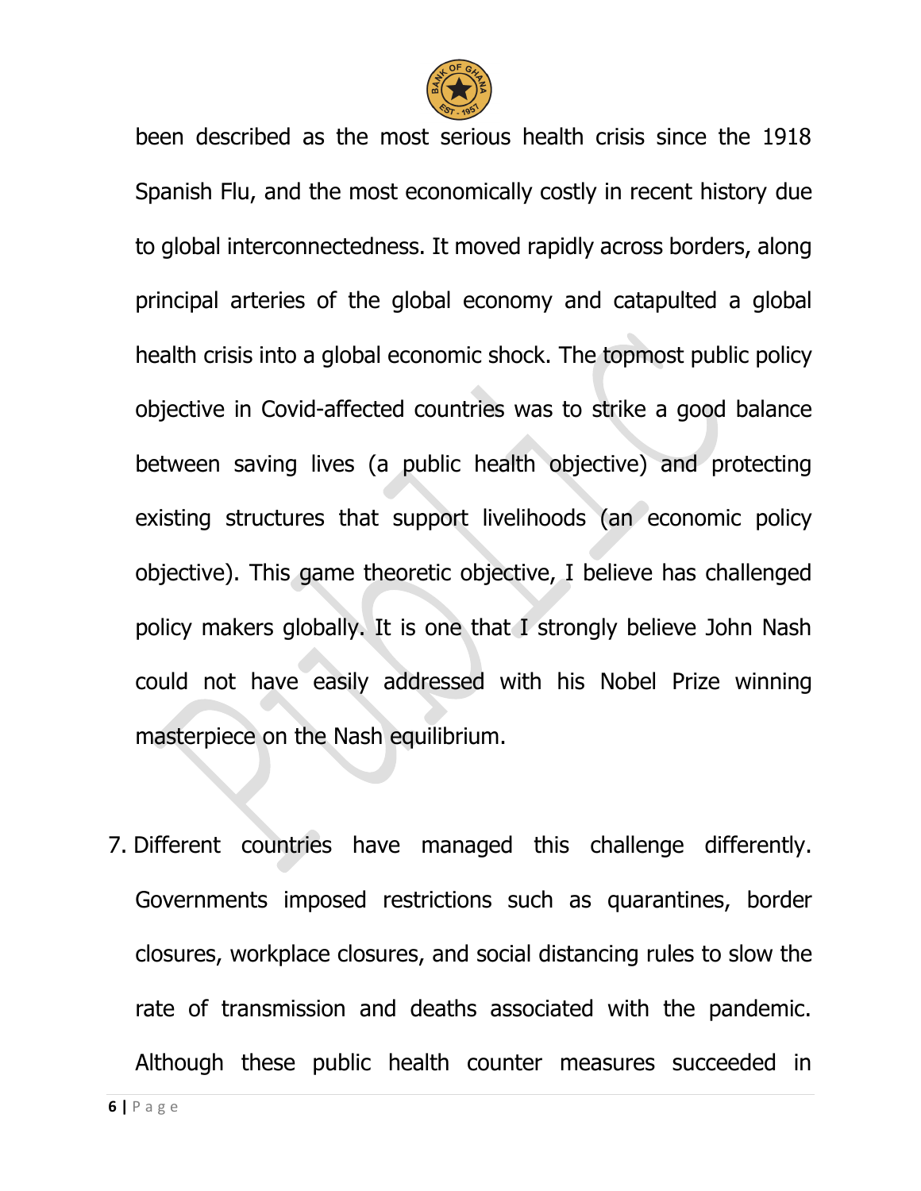been described as the most serious health crisis since the 1918 Spanish Flu, and the most economically costly in recent history due to global interconnectedness. It moved rapidly across borders, along principal arteries of the global economy and catapulted a global health crisis into a global economic shock. The topmost public policy objective in Covid-affected countries was to strike a good balance between saving lives (a public health objective) and protecting existing structures that support livelihoods (an economic policy objective). This game theoretic objective, I believe has challenged policy makers globally. It is one that I strongly believe John Nash could not have easily addressed with his Nobel Prize winning masterpiece on the Nash equilibrium.

7. Different countries have managed this challenge differently. Governments imposed restrictions such as quarantines, border closures, workplace closures, and social distancing rules to slow the rate of transmission and deaths associated with the pandemic. Although these public health counter measures succeeded in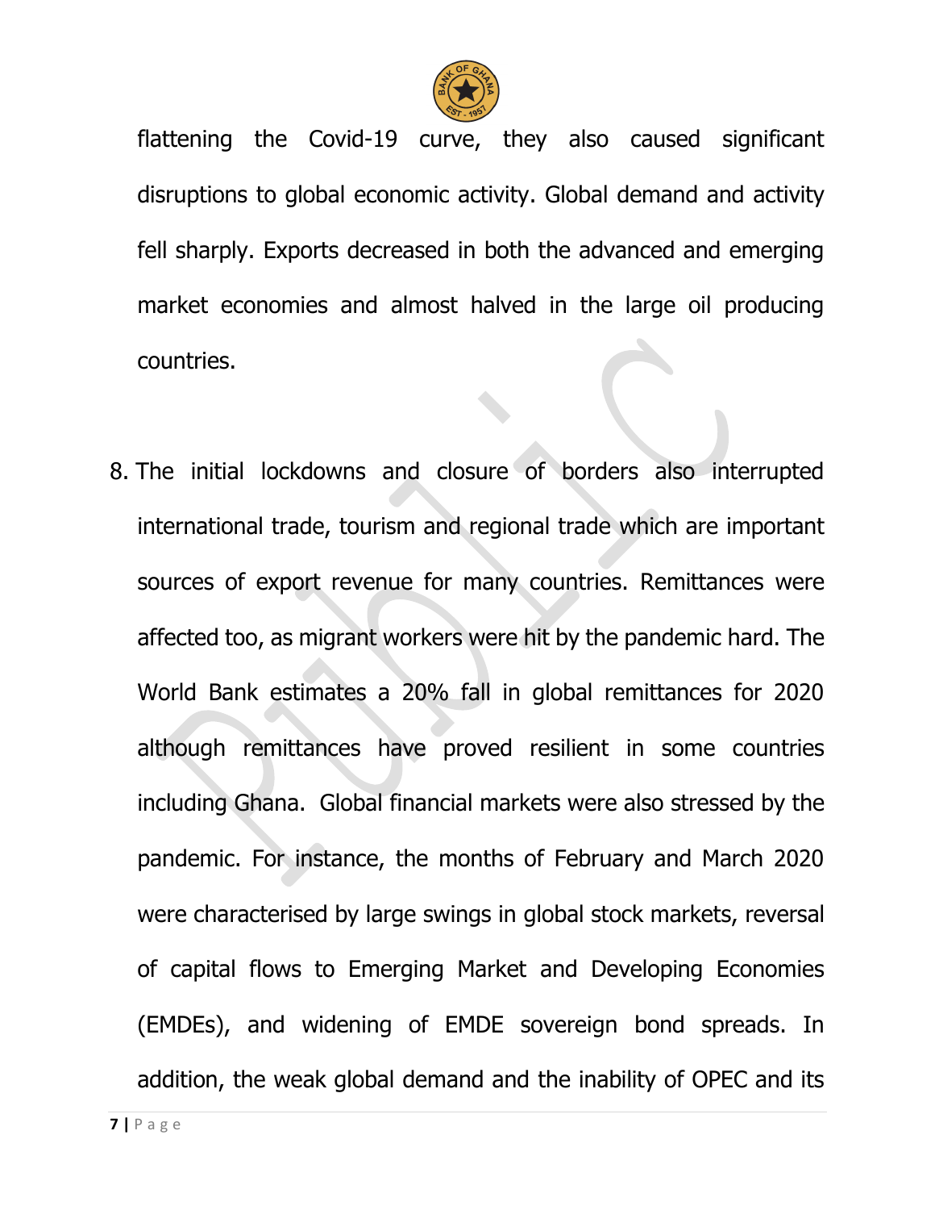flattening the Covid-19 curve, they also caused significant disruptions to global economic activity. Global demand and activity fell sharply. Exports decreased in both the advanced and emerging market economies and almost halved in the large oil producing countries.

8. The initial lockdowns and closure of borders also interrupted international trade, tourism and regional trade which are important sources of export revenue for many countries. Remittances were affected too, as migrant workers were hit by the pandemic hard. The World Bank estimates a 20% fall in global remittances for 2020 although remittances have proved resilient in some countries including Ghana. Global financial markets were also stressed by the pandemic. For instance, the months of February and March 2020 were characterised by large swings in global stock markets, reversal of capital flows to Emerging Market and Developing Economies (EMDEs), and widening of EMDE sovereign bond spreads. In addition, the weak global demand and the inability of OPEC and its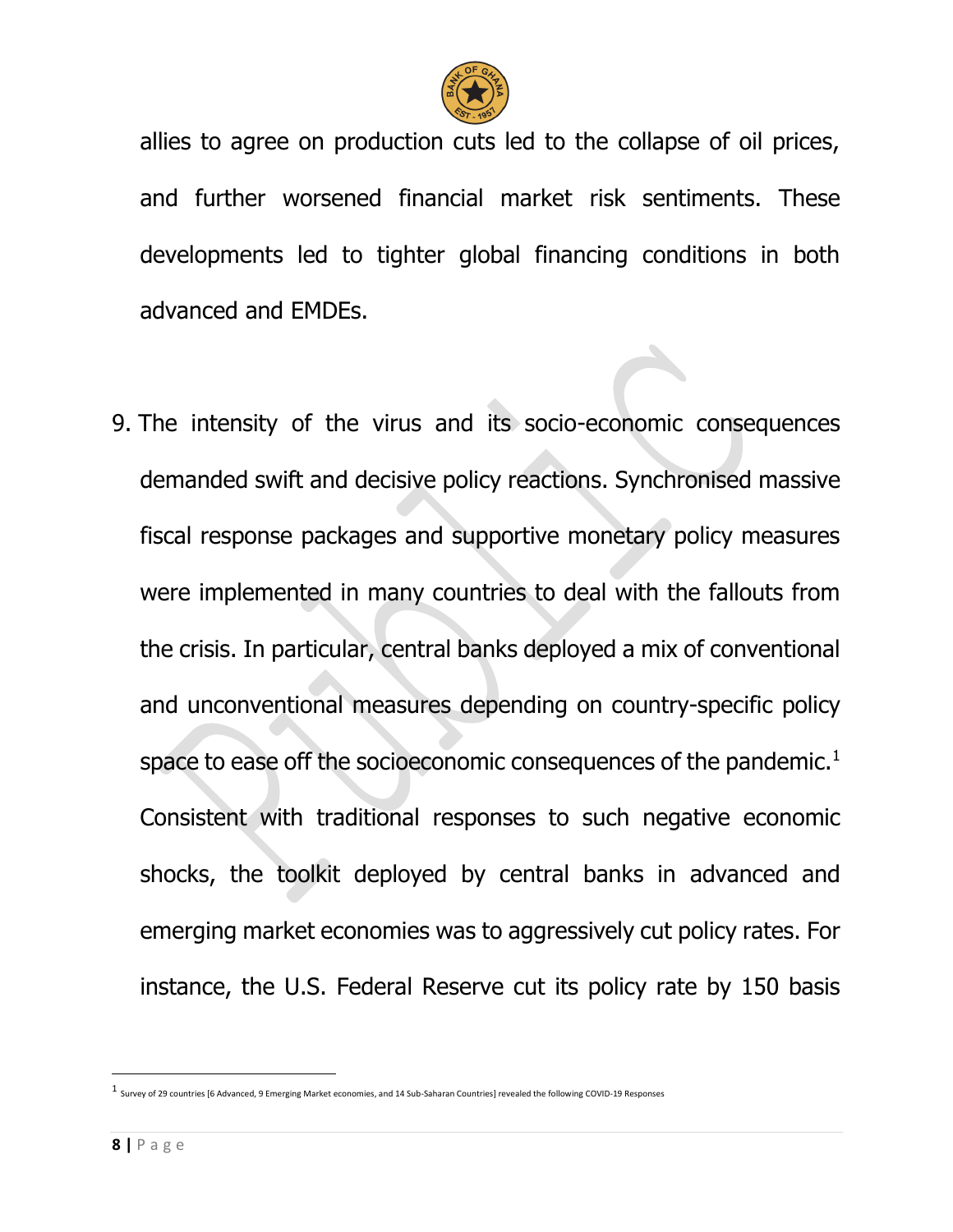allies to agree on production cuts led to the collapse of oil prices, and further worsened financial market risk sentiments. These developments led to tighter global financing conditions in both advanced and EMDEs.

9. The intensity of the virus and its socio-economic consequences demanded swift and decisive policy reactions. Synchronised massive fiscal response packages and supportive monetary policy measures were implemented in many countries to deal with the fallouts from the crisis. In particular, central banks deployed a mix of conventional and unconventional measures depending on country-specific policy space to ease off the socioeconomic consequences of the pandemic.[1] Consistent with traditional responses to such negative economic shocks, the toolkit deployed by central banks in advanced and emerging market economies was to aggressively cut policy rates. For instance, the U.S. Federal Reserve cut its policy rate by 150 basis

[1] Survey of 29 countries [6 Advanced, 9 Emerging Market economies, and 14 Sub-Saharan Countries] revealed the following COVID-19 Responses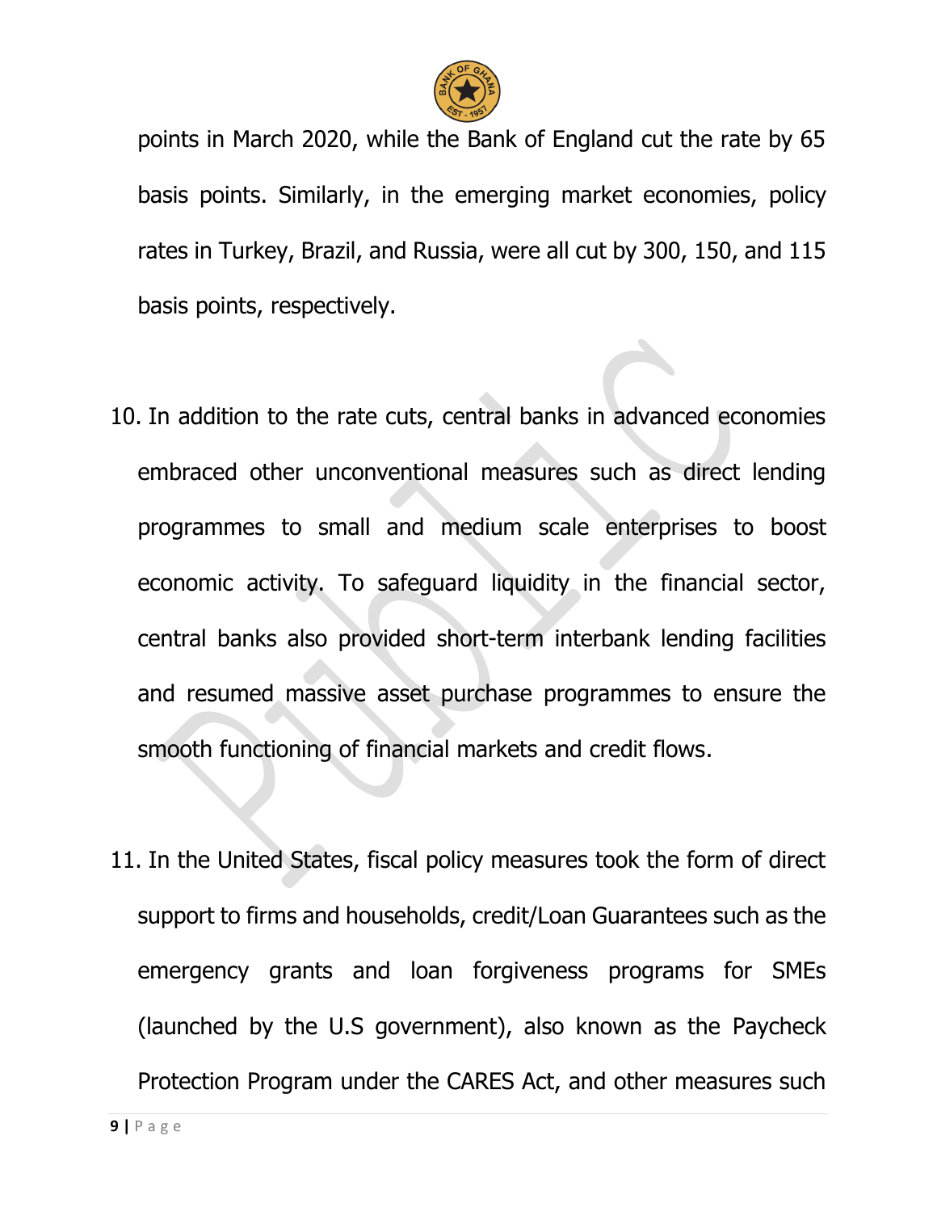points in March 2020, while the Bank of England cut the rate by 65 basis points. Similarly, in the emerging market economies, policy rates in Turkey, Brazil, and Russia, were all cut by 300, 150, and 115 basis points, respectively.

10. In addition to the rate cuts, central banks in advanced economies embraced other unconventional measures such as direct lending programmes to small and medium scale enterprises to boost economic activity. To safeguard liquidity in the financial sector, central banks also provided short-term interbank lending facilities and resumed massive asset purchase programmes to ensure the smooth functioning of financial markets and credit flows.

11. In the United States, fiscal policy measures took the form of direct support to firms and households, credit/Loan Guarantees such as the emergency grants and loan forgiveness programs for SMEs (launched by the U.S government), also known as the Paycheck Protection Program under the CARES Act, and other measures such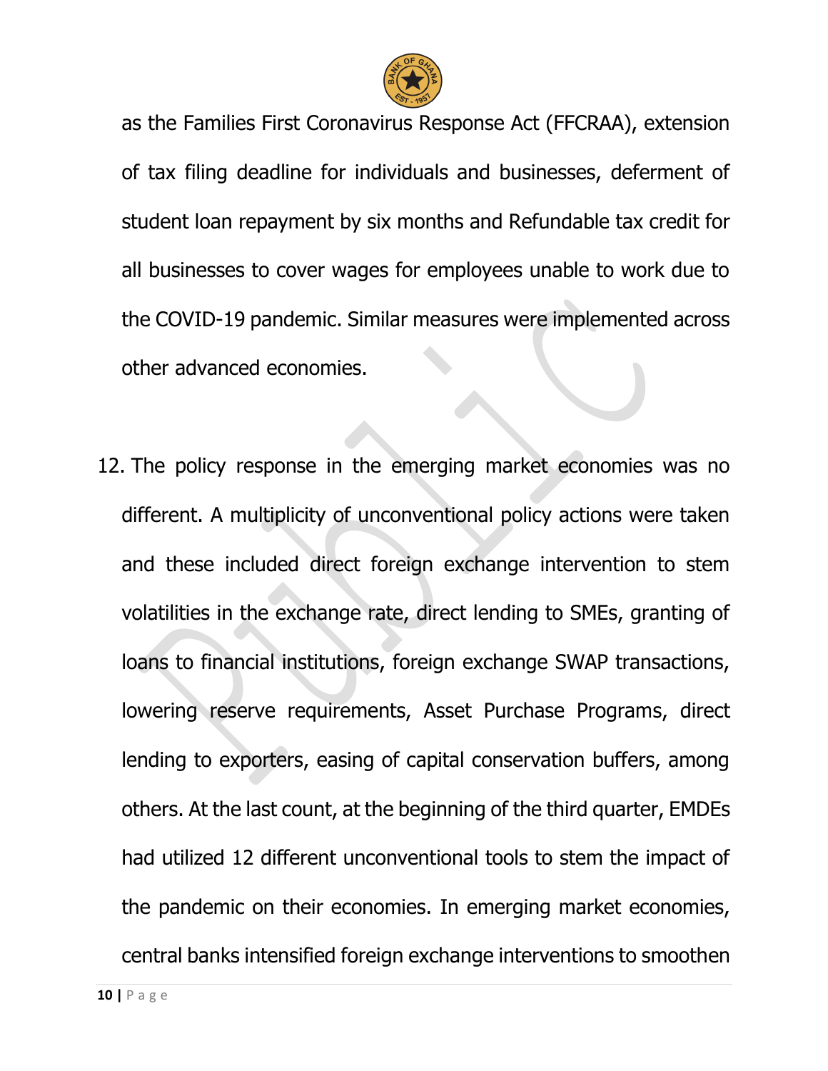as the Families First Coronavirus Response Act (FFCRAA), extension of tax filing deadline for individuals and businesses, deferment of student loan repayment by six months and Refundable tax credit for all businesses to cover wages for employees unable to work due to the COVID-19 pandemic. Similar measures were implemented across other advanced economies.

12. The policy response in the emerging market economies was no different. A multiplicity of unconventional policy actions were taken and these included direct foreign exchange intervention to stem volatilities in the exchange rate, direct lending to SMEs, granting of loans to financial institutions, foreign exchange SWAP transactions, lowering reserve requirements, Asset Purchase Programs, direct lending to exporters, easing of capital conservation buffers, among others. At the last count, at the beginning of the third quarter, EMDEs had utilized 12 different unconventional tools to stem the impact of the pandemic on their economies. In emerging market economies, central banks intensified foreign exchange interventions to smoothen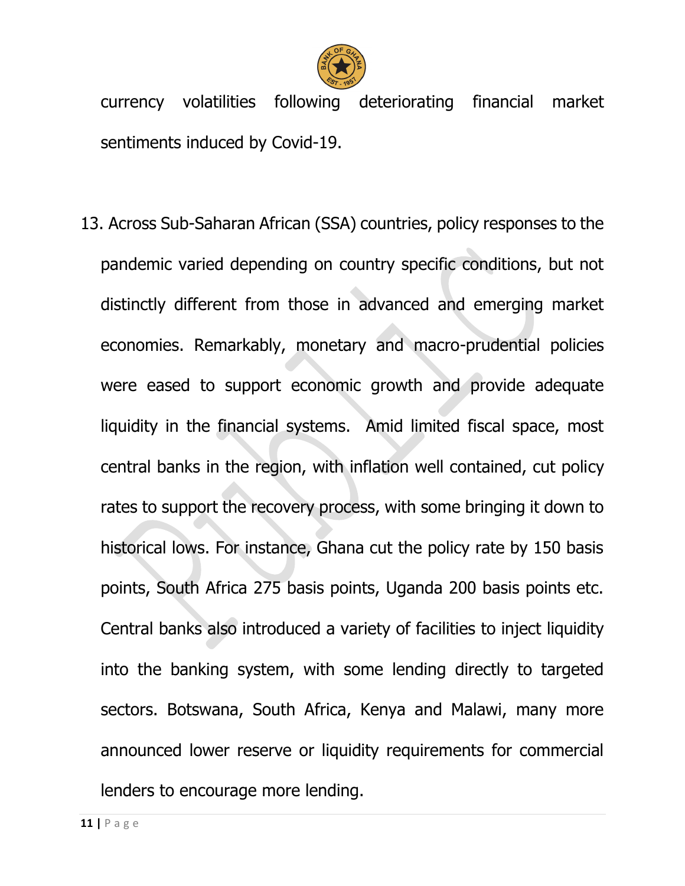currency volatilities following deteriorating financial market sentiments induced by Covid-19.

13. Across Sub-Saharan African (SSA) countries, policy responses to the pandemic varied depending on country specific conditions, but not distinctly different from those in advanced and emerging market economies. Remarkably, monetary and macro-prudential policies were eased to support economic growth and provide adequate liquidity in the financial systems. Amid limited fiscal space, most central banks in the region, with inflation well contained, cut policy rates to support the recovery process, with some bringing it down to historical lows. For instance, Ghana cut the policy rate by 150 basis points, South Africa 275 basis points, Uganda 200 basis points etc. Central banks also introduced a variety of facilities to inject liquidity into the banking system, with some lending directly to targeted sectors. Botswana, South Africa, Kenya and Malawi, many more announced lower reserve or liquidity requirements for commercial lenders to encourage more lending.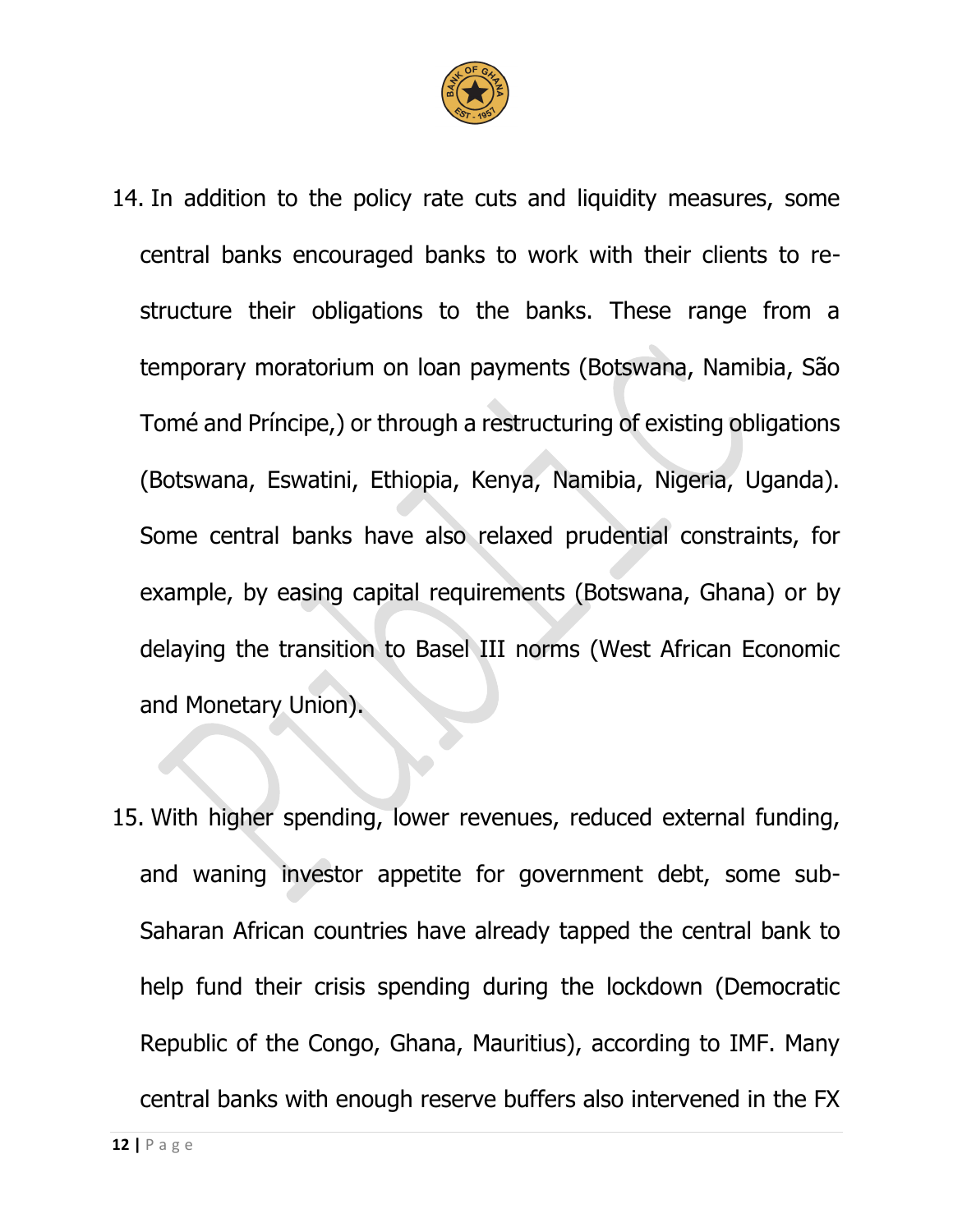14. In addition to the policy rate cuts and liquidity measures, some central banks encouraged banks to work with their clients to re-structure their obligations to the banks. These range from a temporary moratorium on loan payments (Botswana, Namibia, São Tomé and Príncipe,) or through a restructuring of existing obligations (Botswana, Eswatini, Ethiopia, Kenya, Namibia, Nigeria, Uganda). Some central banks have also relaxed prudential constraints, for example, by easing capital requirements (Botswana, Ghana) or by delaying the transition to Basel III norms (West African Economic and Monetary Union).

15. With higher spending, lower revenues, reduced external funding, and waning investor appetite for government debt, some sub-Saharan African countries have already tapped the central bank to help fund their crisis spending during the lockdown (Democratic Republic of the Congo, Ghana, Mauritius), according to IMF. Many central banks with enough reserve buffers also intervened in the FX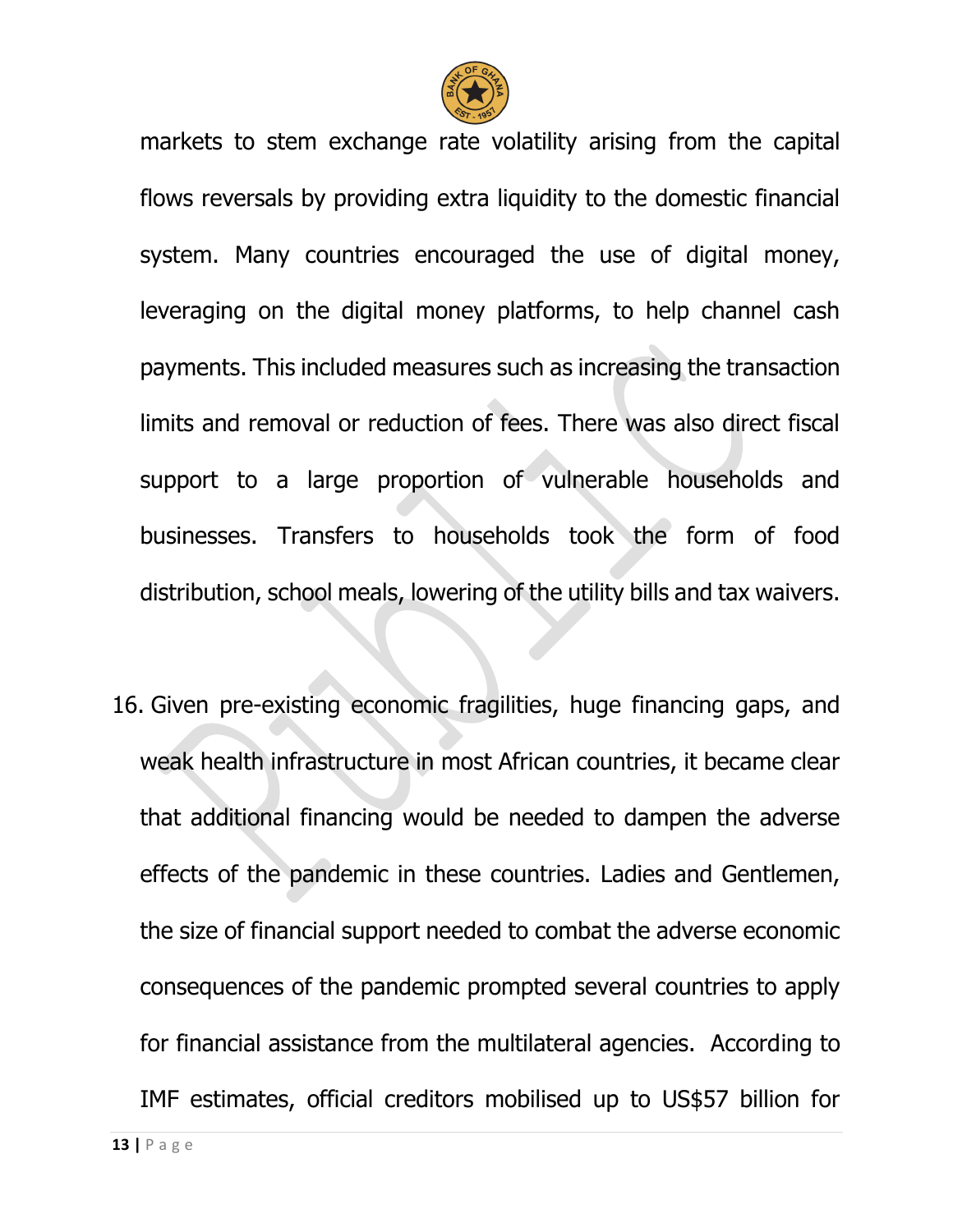markets to stem exchange rate volatility arising from the capital flows reversals by providing extra liquidity to the domestic financial system. Many countries encouraged the use of digital money, leveraging on the digital money platforms, to help channel cash payments. This included measures such as increasing the transaction limits and removal or reduction of fees. There was also direct fiscal support to a large proportion of vulnerable households and businesses. Transfers to households took the form of food distribution, school meals, lowering of the utility bills and tax waivers.

16. Given pre-existing economic fragilities, huge financing gaps, and weak health infrastructure in most African countries, it became clear that additional financing would be needed to dampen the adverse effects of the pandemic in these countries. Ladies and Gentlemen, the size of financial support needed to combat the adverse economic consequences of the pandemic prompted several countries to apply for financial assistance from the multilateral agencies. According to IMF estimates, official creditors mobilised up to US$57 billion for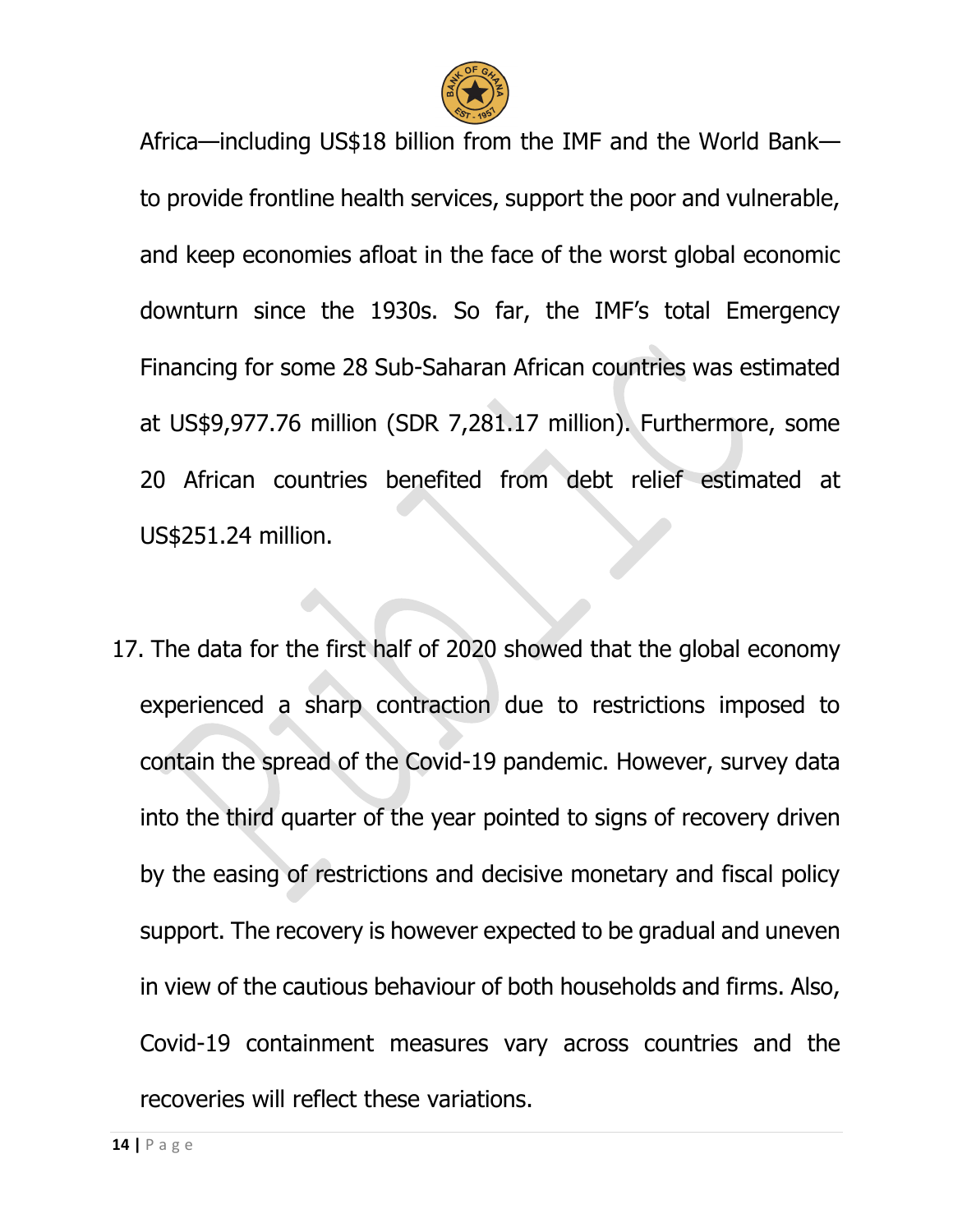Africa—including US$18 billion from the IMF and the World Bank—to provide frontline health services, support the poor and vulnerable, and keep economies afloat in the face of the worst global economic downturn since the 1930s. So far, the IMF's total Emergency Financing for some 28 Sub-Saharan African countries was estimated at US$9,977.76 million (SDR 7,281.17 million). Furthermore, some 20 African countries benefited from debt relief estimated at US$251.24 million.

17. The data for the first half of 2020 showed that the global economy experienced a sharp contraction due to restrictions imposed to contain the spread of the Covid-19 pandemic. However, survey data into the third quarter of the year pointed to signs of recovery driven by the easing of restrictions and decisive monetary and fiscal policy support. The recovery is however expected to be gradual and uneven in view of the cautious behaviour of both households and firms. Also, Covid-19 containment measures vary across countries and the recoveries will reflect these variations.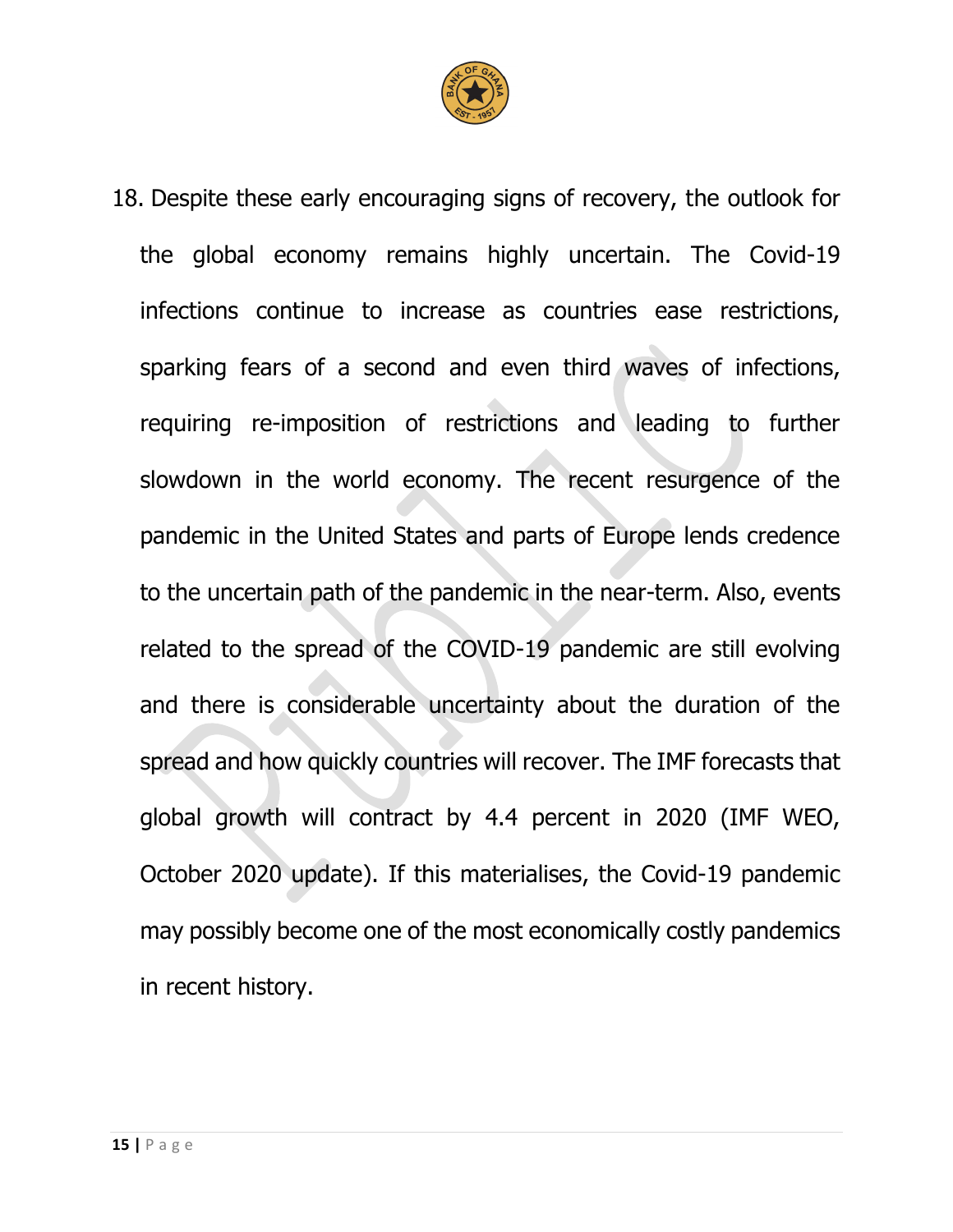18. Despite these early encouraging signs of recovery, the outlook for the global economy remains highly uncertain. The Covid-19 infections continue to increase as countries ease restrictions, sparking fears of a second and even third waves of infections, requiring re-imposition of restrictions and leading to further slowdown in the world economy. The recent resurgence of the pandemic in the United States and parts of Europe lends credence to the uncertain path of the pandemic in the near-term. Also, events related to the spread of the COVID-19 pandemic are still evolving and there is considerable uncertainty about the duration of the spread and how quickly countries will recover. The IMF forecasts that global growth will contract by 4.4 percent in 2020 (IMF WEO, October 2020 update). If this materialises, the Covid-19 pandemic may possibly become one of the most economically costly pandemics in recent history.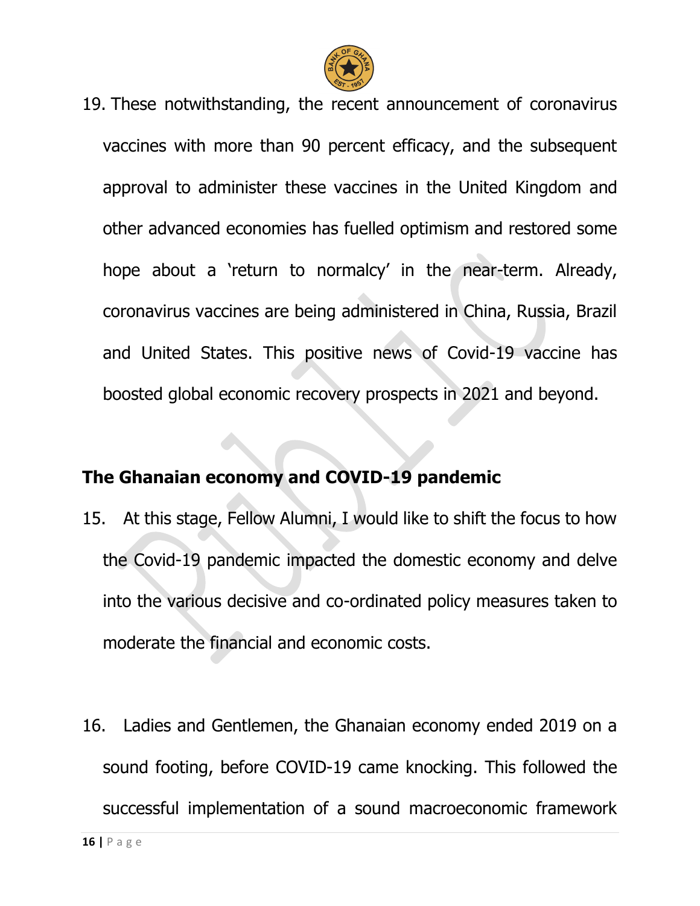19. These notwithstanding, the recent announcement of coronavirus vaccines with more than 90 percent efficacy, and the subsequent approval to administer these vaccines in the United Kingdom and other advanced economies has fuelled optimism and restored some hope about a 'return to normalcy' in the near-term. Already, coronavirus vaccines are being administered in China, Russia, Brazil and United States. This positive news of Covid-19 vaccine has boosted global economic recovery prospects in 2021 and beyond.

## The Ghanaian economy and COVID-19 pandemic

15. At this stage, Fellow Alumni, I would like to shift the focus to how the Covid-19 pandemic impacted the domestic economy and delve into the various decisive and co-ordinated policy measures taken to moderate the financial and economic costs.

16. Ladies and Gentlemen, the Ghanaian economy ended 2019 on a sound footing, before COVID-19 came knocking. This followed the successful implementation of a sound macroeconomic framework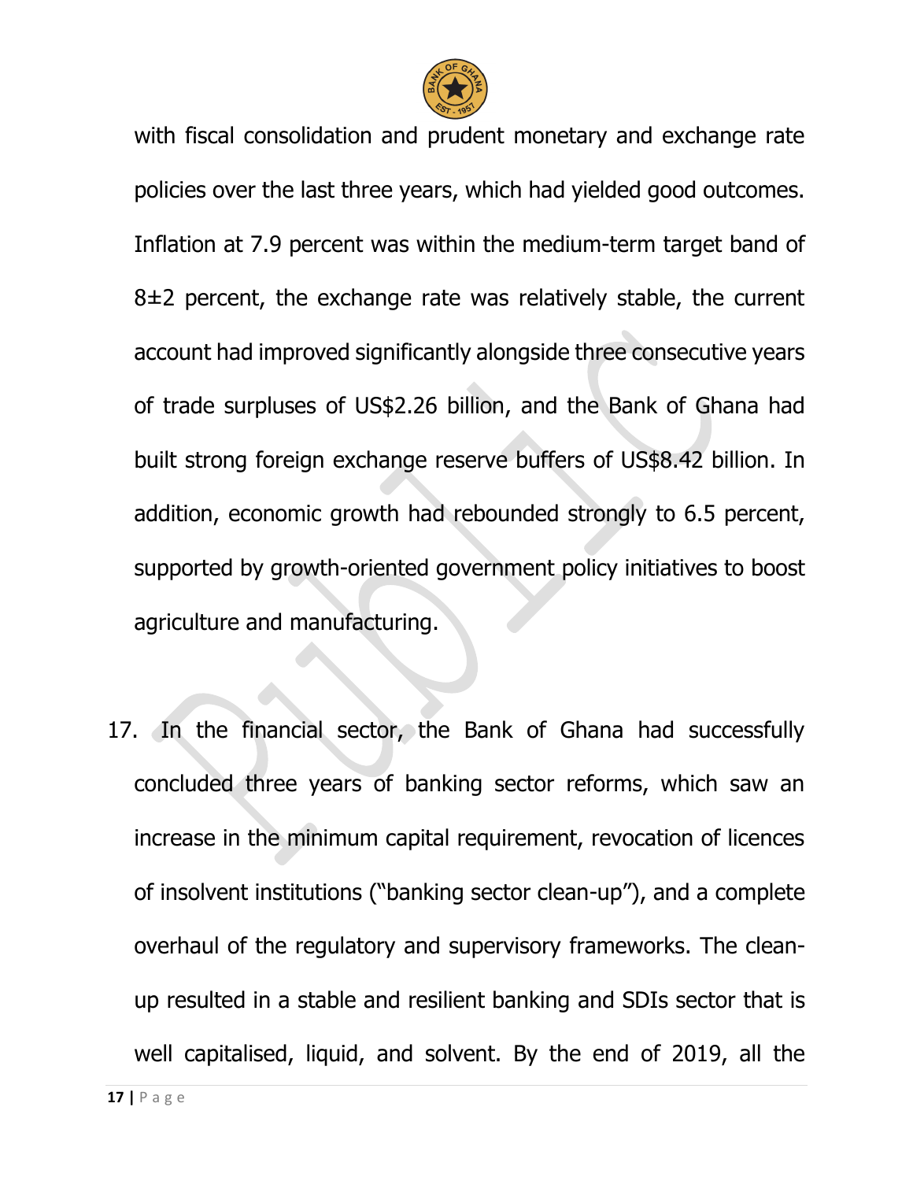with fiscal consolidation and prudent monetary and exchange rate policies over the last three years, which had yielded good outcomes. Inflation at 7.9 percent was within the medium-term target band of 8±2 percent, the exchange rate was relatively stable, the current account had improved significantly alongside three consecutive years of trade surpluses of US$2.26 billion, and the Bank of Ghana had built strong foreign exchange reserve buffers of US$8.42 billion. In addition, economic growth had rebounded strongly to 6.5 percent, supported by growth-oriented government policy initiatives to boost agriculture and manufacturing.

17. In the financial sector, the Bank of Ghana had successfully concluded three years of banking sector reforms, which saw an increase in the minimum capital requirement, revocation of licences of insolvent institutions ("banking sector clean-up"), and a complete overhaul of the regulatory and supervisory frameworks. The clean-up resulted in a stable and resilient banking and SDIs sector that is well capitalised, liquid, and solvent. By the end of 2019, all the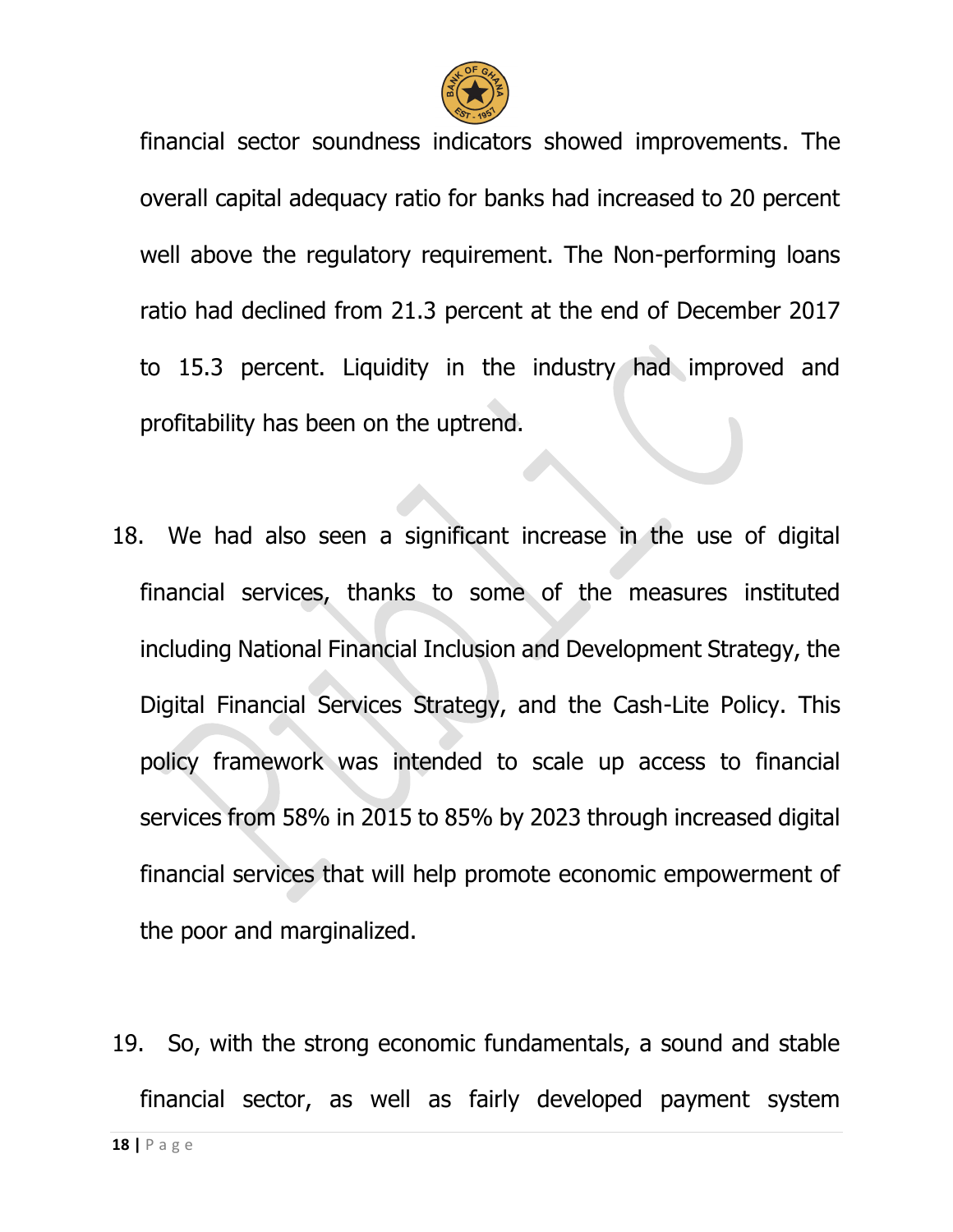financial sector soundness indicators showed improvements. The overall capital adequacy ratio for banks had increased to 20 percent well above the regulatory requirement. The Non-performing loans ratio had declined from 21.3 percent at the end of December 2017 to 15.3 percent. Liquidity in the industry had improved and profitability has been on the uptrend.

18. We had also seen a significant increase in the use of digital financial services, thanks to some of the measures instituted including National Financial Inclusion and Development Strategy, the Digital Financial Services Strategy, and the Cash-Lite Policy. This policy framework was intended to scale up access to financial services from 58% in 2015 to 85% by 2023 through increased digital financial services that will help promote economic empowerment of the poor and marginalized.

19. So, with the strong economic fundamentals, a sound and stable financial sector, as well as fairly developed payment system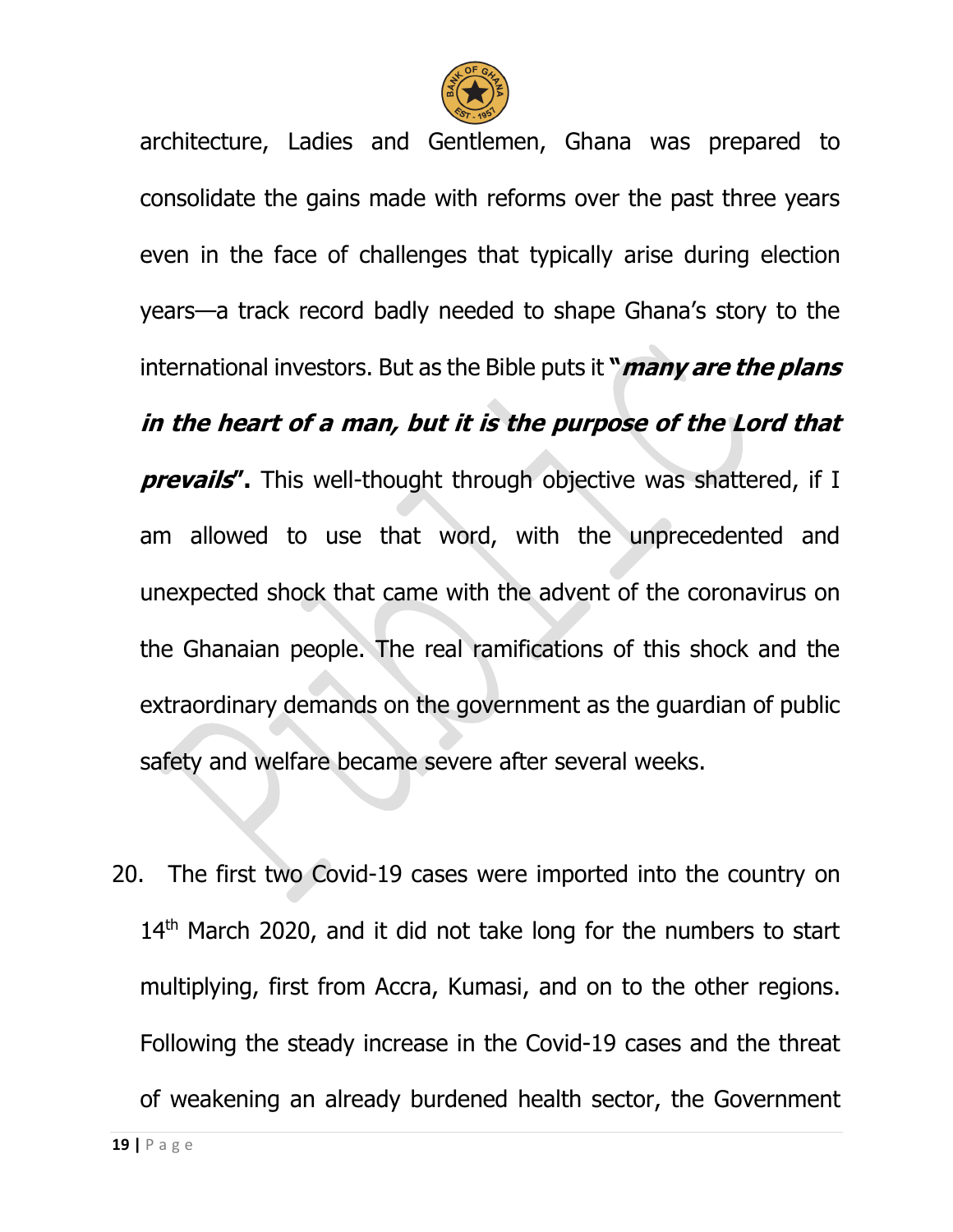architecture, Ladies and Gentlemen, Ghana was prepared to consolidate the gains made with reforms over the past three years even in the face of challenges that typically arise during election years—a track record badly needed to shape Ghana's story to the international investors. But as the Bible puts it **"*many are the plans in the heart of a man, but it is the purpose of the Lord that prevails*".** This well-thought through objective was shattered, if I am allowed to use that word, with the unprecedented and unexpected shock that came with the advent of the coronavirus on the Ghanaian people. The real ramifications of this shock and the extraordinary demands on the government as the guardian of public safety and welfare became severe after several weeks.

20. The first two Covid-19 cases were imported into the country on 14th March 2020, and it did not take long for the numbers to start multiplying, first from Accra, Kumasi, and on to the other regions. Following the steady increase in the Covid-19 cases and the threat of weakening an already burdened health sector, the Government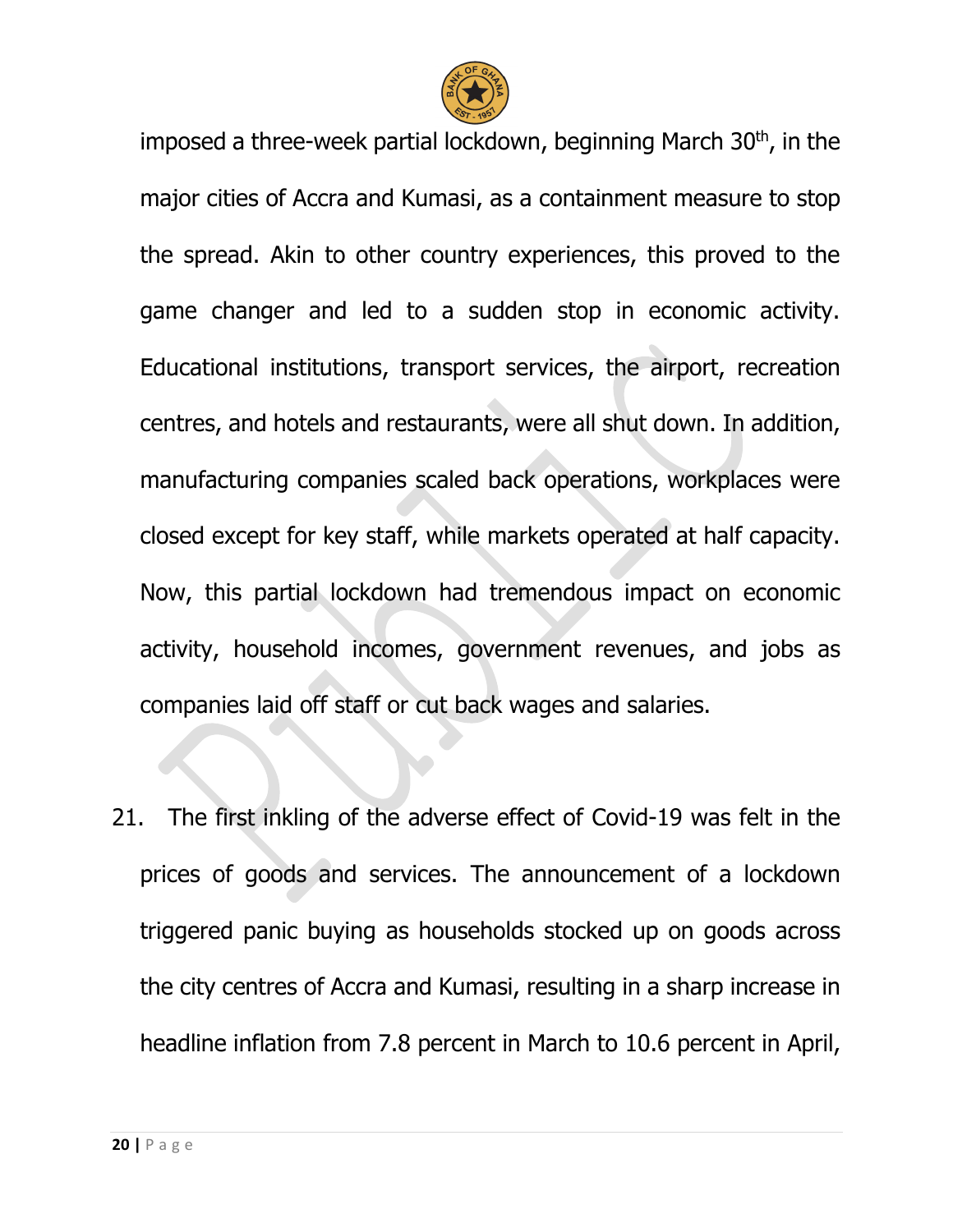imposed a three-week partial lockdown, beginning March 30th, in the major cities of Accra and Kumasi, as a containment measure to stop the spread. Akin to other country experiences, this proved to the game changer and led to a sudden stop in economic activity. Educational institutions, transport services, the airport, recreation centres, and hotels and restaurants, were all shut down. In addition, manufacturing companies scaled back operations, workplaces were closed except for key staff, while markets operated at half capacity. Now, this partial lockdown had tremendous impact on economic activity, household incomes, government revenues, and jobs as companies laid off staff or cut back wages and salaries.

21. The first inkling of the adverse effect of Covid-19 was felt in the prices of goods and services. The announcement of a lockdown triggered panic buying as households stocked up on goods across the city centres of Accra and Kumasi, resulting in a sharp increase in headline inflation from 7.8 percent in March to 10.6 percent in April,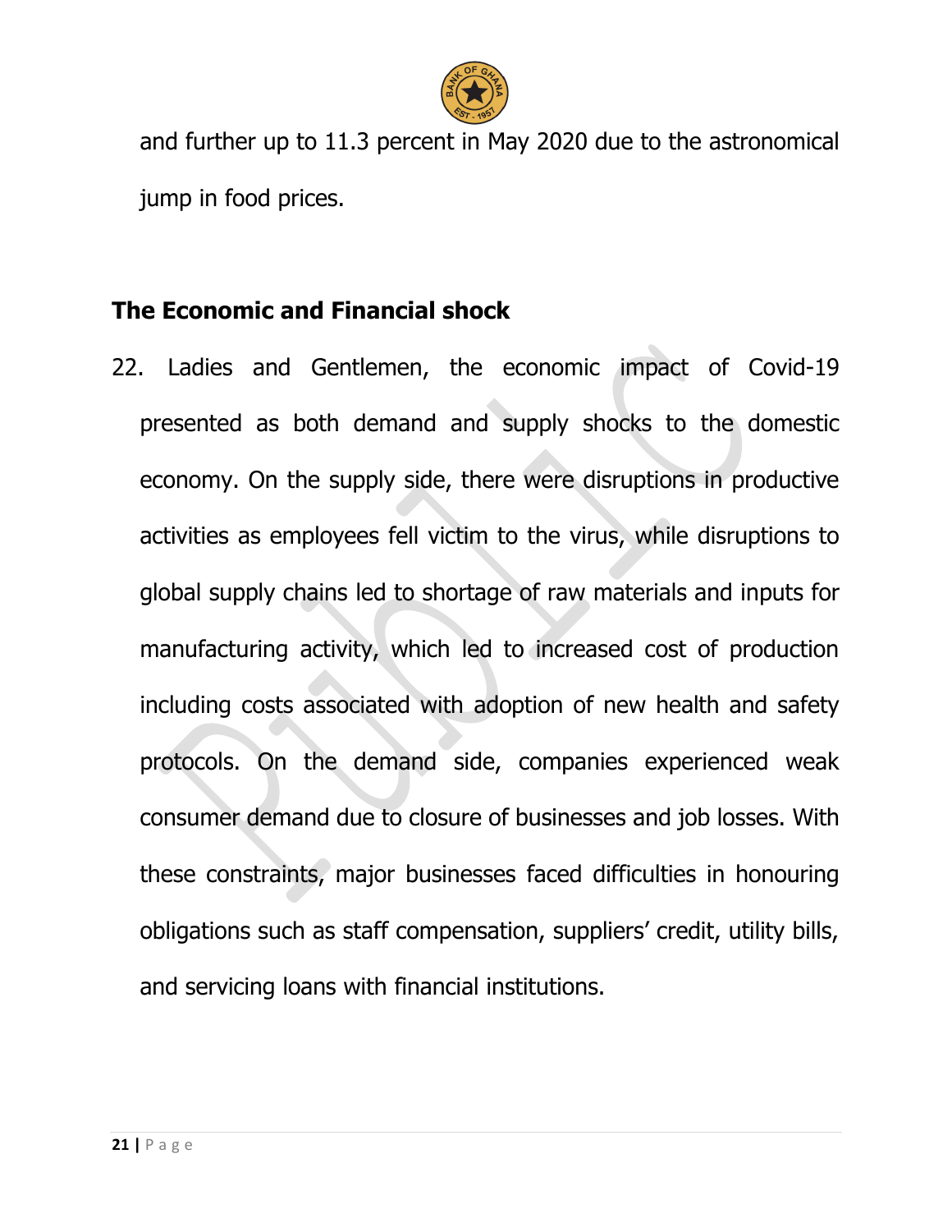and further up to 11.3 percent in May 2020 due to the astronomical jump in food prices.

## The Economic and Financial shock

22. Ladies and Gentlemen, the economic impact of Covid-19 presented as both demand and supply shocks to the domestic economy. On the supply side, there were disruptions in productive activities as employees fell victim to the virus, while disruptions to global supply chains led to shortage of raw materials and inputs for manufacturing activity, which led to increased cost of production including costs associated with adoption of new health and safety protocols. On the demand side, companies experienced weak consumer demand due to closure of businesses and job losses. With these constraints, major businesses faced difficulties in honouring obligations such as staff compensation, suppliers' credit, utility bills, and servicing loans with financial institutions.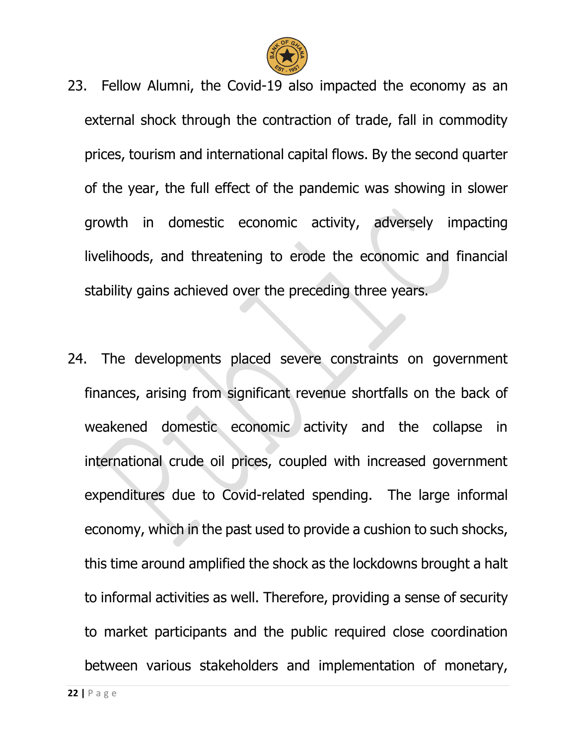23. Fellow Alumni, the Covid-19 also impacted the economy as an external shock through the contraction of trade, fall in commodity prices, tourism and international capital flows. By the second quarter of the year, the full effect of the pandemic was showing in slower growth in domestic economic activity, adversely impacting livelihoods, and threatening to erode the economic and financial stability gains achieved over the preceding three years.

24. The developments placed severe constraints on government finances, arising from significant revenue shortfalls on the back of weakened domestic economic activity and the collapse in international crude oil prices, coupled with increased government expenditures due to Covid-related spending. The large informal economy, which in the past used to provide a cushion to such shocks, this time around amplified the shock as the lockdowns brought a halt to informal activities as well. Therefore, providing a sense of security to market participants and the public required close coordination between various stakeholders and implementation of monetary,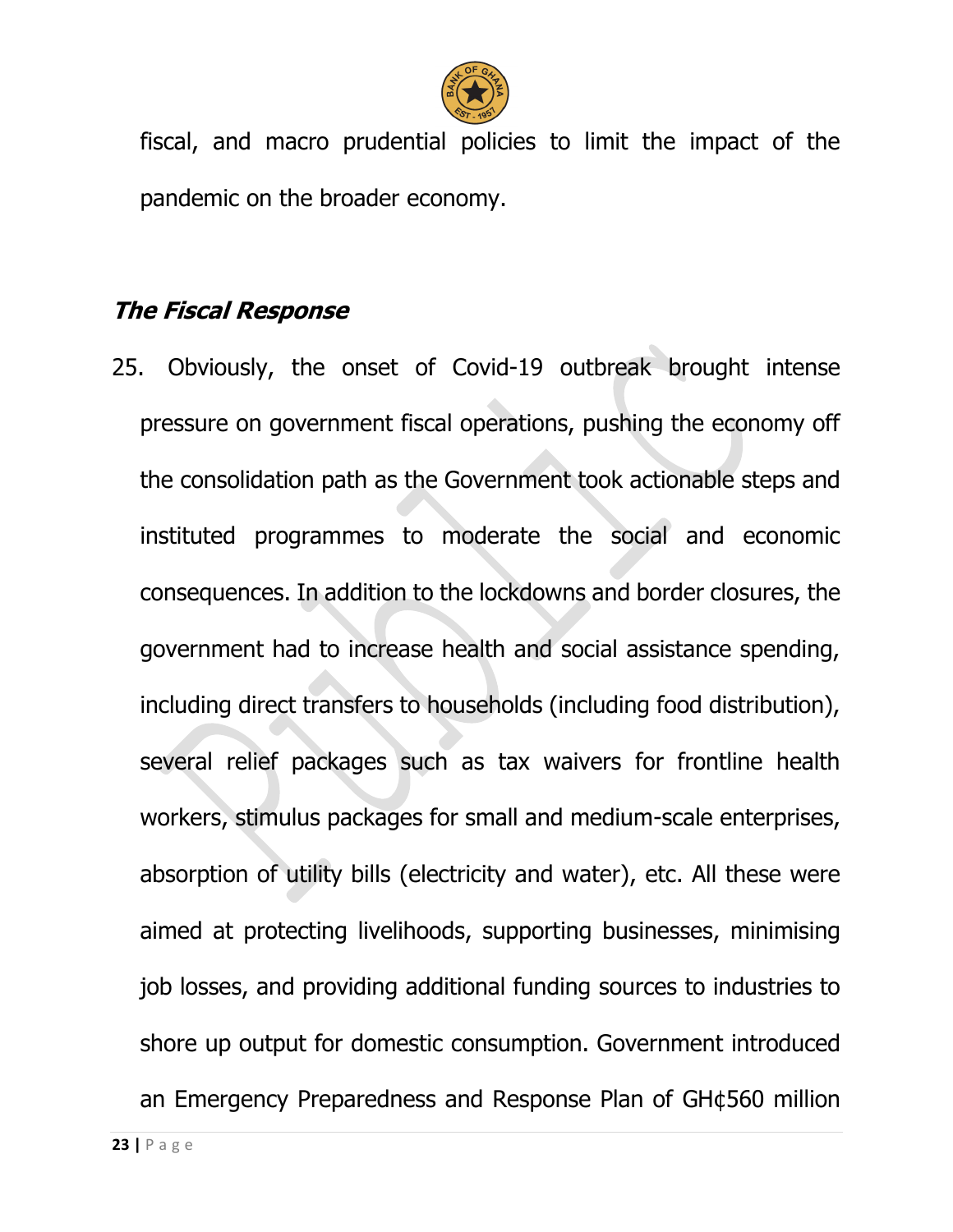fiscal, and macro prudential policies to limit the impact of the pandemic on the broader economy.

### *The Fiscal Response*

25. Obviously, the onset of Covid-19 outbreak brought intense pressure on government fiscal operations, pushing the economy off the consolidation path as the Government took actionable steps and instituted programmes to moderate the social and economic consequences. In addition to the lockdowns and border closures, the government had to increase health and social assistance spending, including direct transfers to households (including food distribution), several relief packages such as tax waivers for frontline health workers, stimulus packages for small and medium-scale enterprises, absorption of utility bills (electricity and water), etc. All these were aimed at protecting livelihoods, supporting businesses, minimising job losses, and providing additional funding sources to industries to shore up output for domestic consumption. Government introduced an Emergency Preparedness and Response Plan of GH¢560 million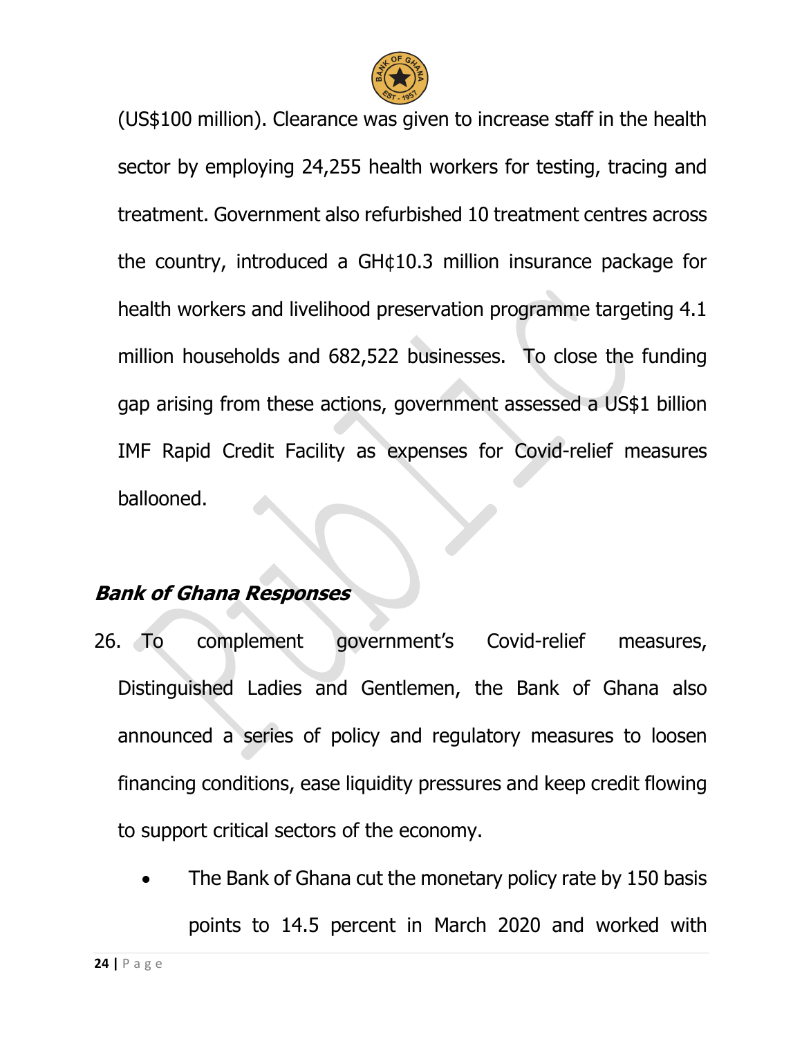(US$100 million). Clearance was given to increase staff in the health sector by employing 24,255 health workers for testing, tracing and treatment. Government also refurbished 10 treatment centres across the country, introduced a GH¢10.3 million insurance package for health workers and livelihood preservation programme targeting 4.1 million households and 682,522 businesses. To close the funding gap arising from these actions, government assessed a US$1 billion IMF Rapid Credit Facility as expenses for Covid-relief measures ballooned.

### *Bank of Ghana Responses*

26. To complement government's Covid-relief measures, Distinguished Ladies and Gentlemen, the Bank of Ghana also announced a series of policy and regulatory measures to loosen financing conditions, ease liquidity pressures and keep credit flowing to support critical sectors of the economy.

    - The Bank of Ghana cut the monetary policy rate by 150 basis points to 14.5 percent in March 2020 and worked with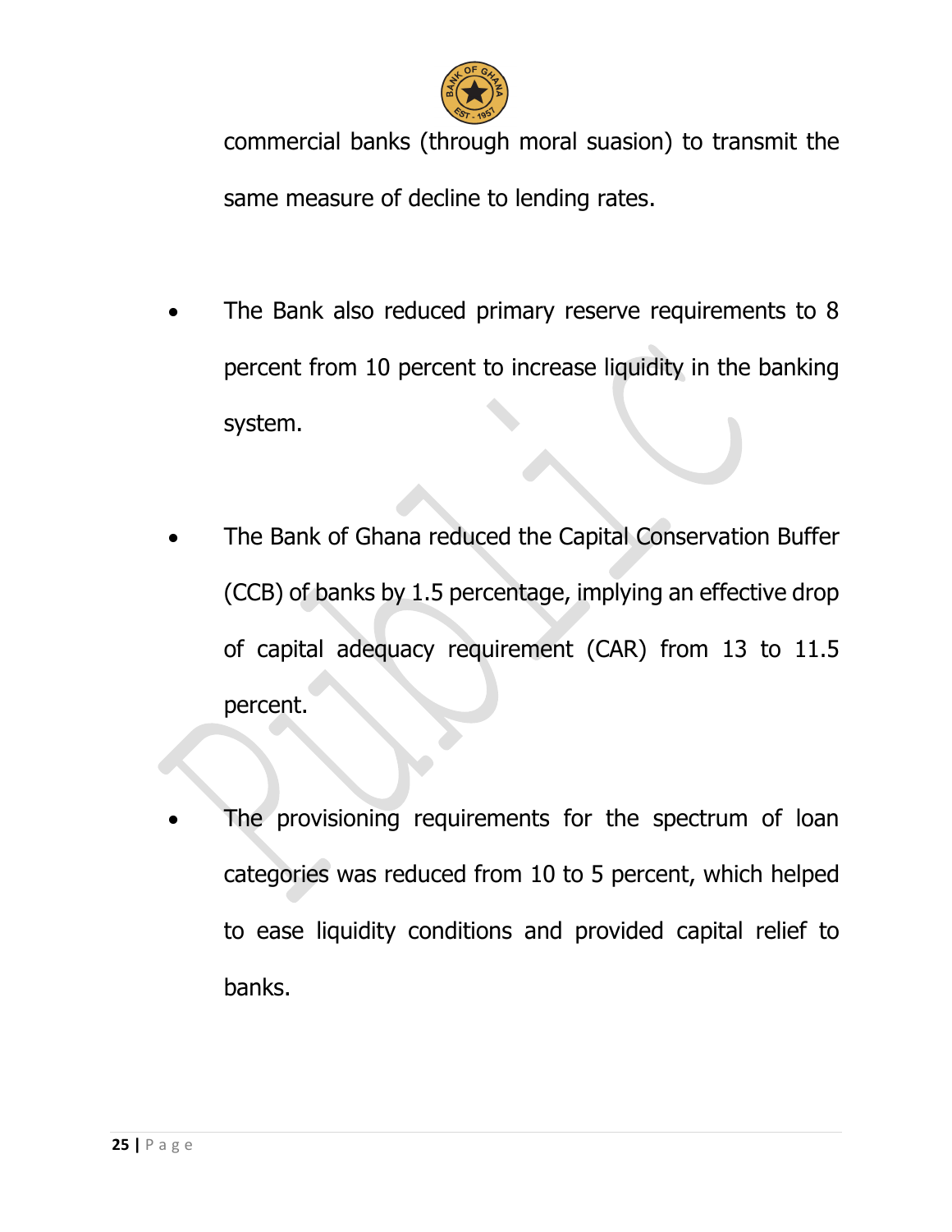commercial banks (through moral suasion) to transmit the same measure of decline to lending rates.

- The Bank also reduced primary reserve requirements to 8 percent from 10 percent to increase liquidity in the banking system.

- The Bank of Ghana reduced the Capital Conservation Buffer (CCB) of banks by 1.5 percentage, implying an effective drop of capital adequacy requirement (CAR) from 13 to 11.5 percent.

- The provisioning requirements for the spectrum of loan categories was reduced from 10 to 5 percent, which helped to ease liquidity conditions and provided capital relief to banks.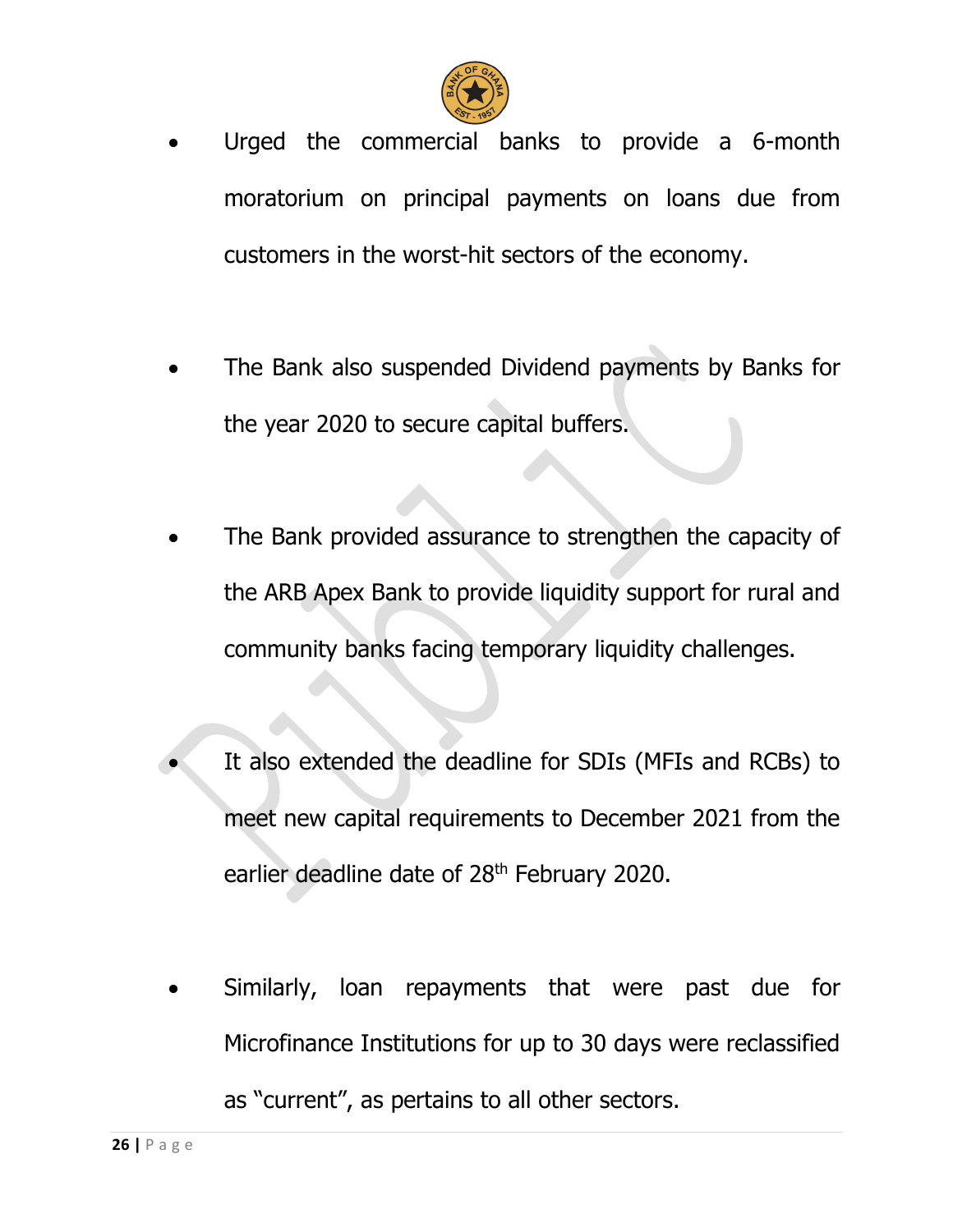- Urged the commercial banks to provide a 6-month moratorium on principal payments on loans due from customers in the worst-hit sectors of the economy.

- The Bank also suspended Dividend payments by Banks for the year 2020 to secure capital buffers.

- The Bank provided assurance to strengthen the capacity of the ARB Apex Bank to provide liquidity support for rural and community banks facing temporary liquidity challenges.

- It also extended the deadline for SDIs (MFIs and RCBs) to meet new capital requirements to December 2021 from the earlier deadline date of 28th February 2020.

- Similarly, loan repayments that were past due for Microfinance Institutions for up to 30 days were reclassified as "current", as pertains to all other sectors.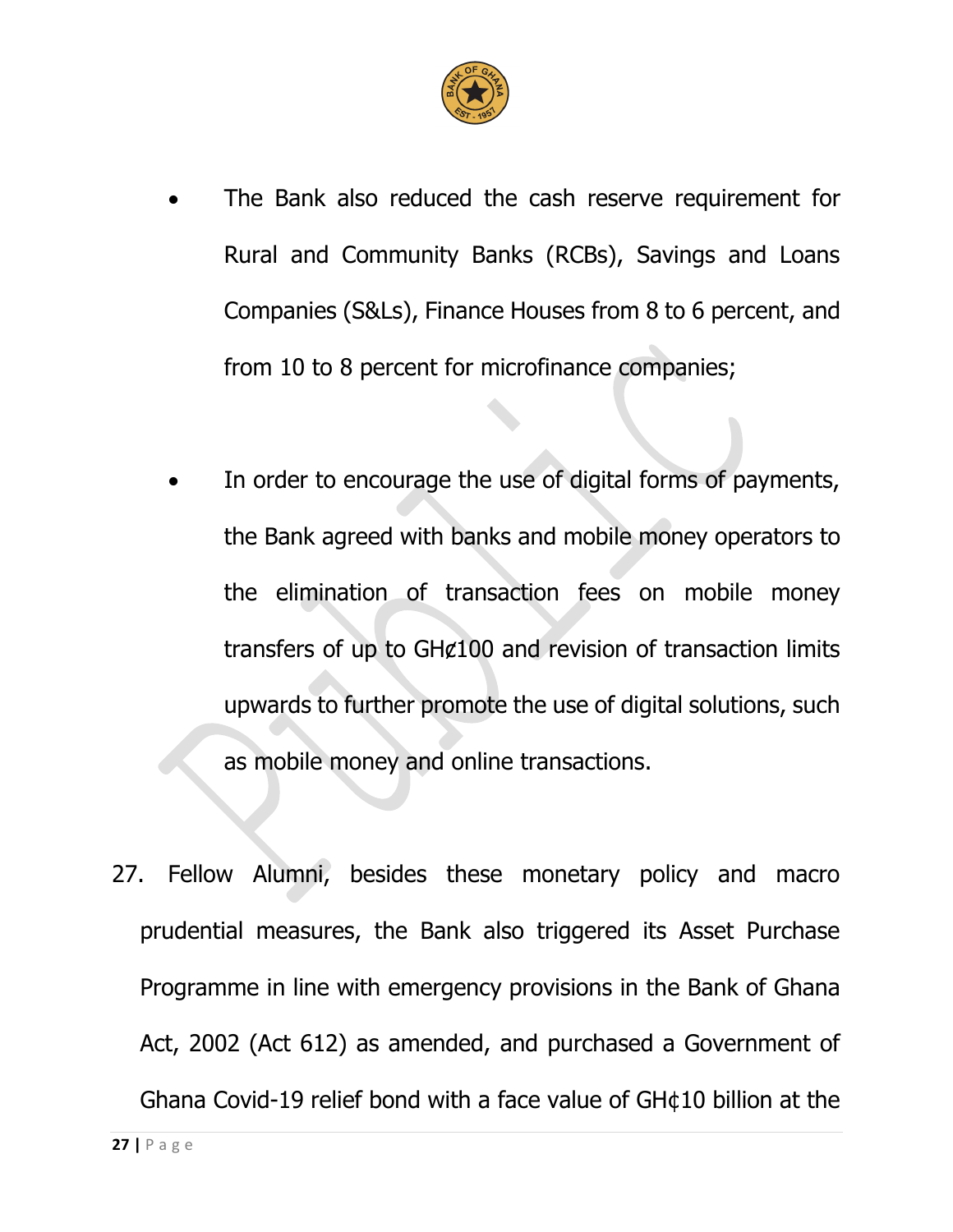- The Bank also reduced the cash reserve requirement for Rural and Community Banks (RCBs), Savings and Loans Companies (S&Ls), Finance Houses from 8 to 6 percent, and from 10 to 8 percent for microfinance companies;

- In order to encourage the use of digital forms of payments, the Bank agreed with banks and mobile money operators to the elimination of transaction fees on mobile money transfers of up to GH¢100 and revision of transaction limits upwards to further promote the use of digital solutions, such as mobile money and online transactions.

27. Fellow Alumni, besides these monetary policy and macro prudential measures, the Bank also triggered its Asset Purchase Programme in line with emergency provisions in the Bank of Ghana Act, 2002 (Act 612) as amended, and purchased a Government of Ghana Covid-19 relief bond with a face value of GH¢10 billion at the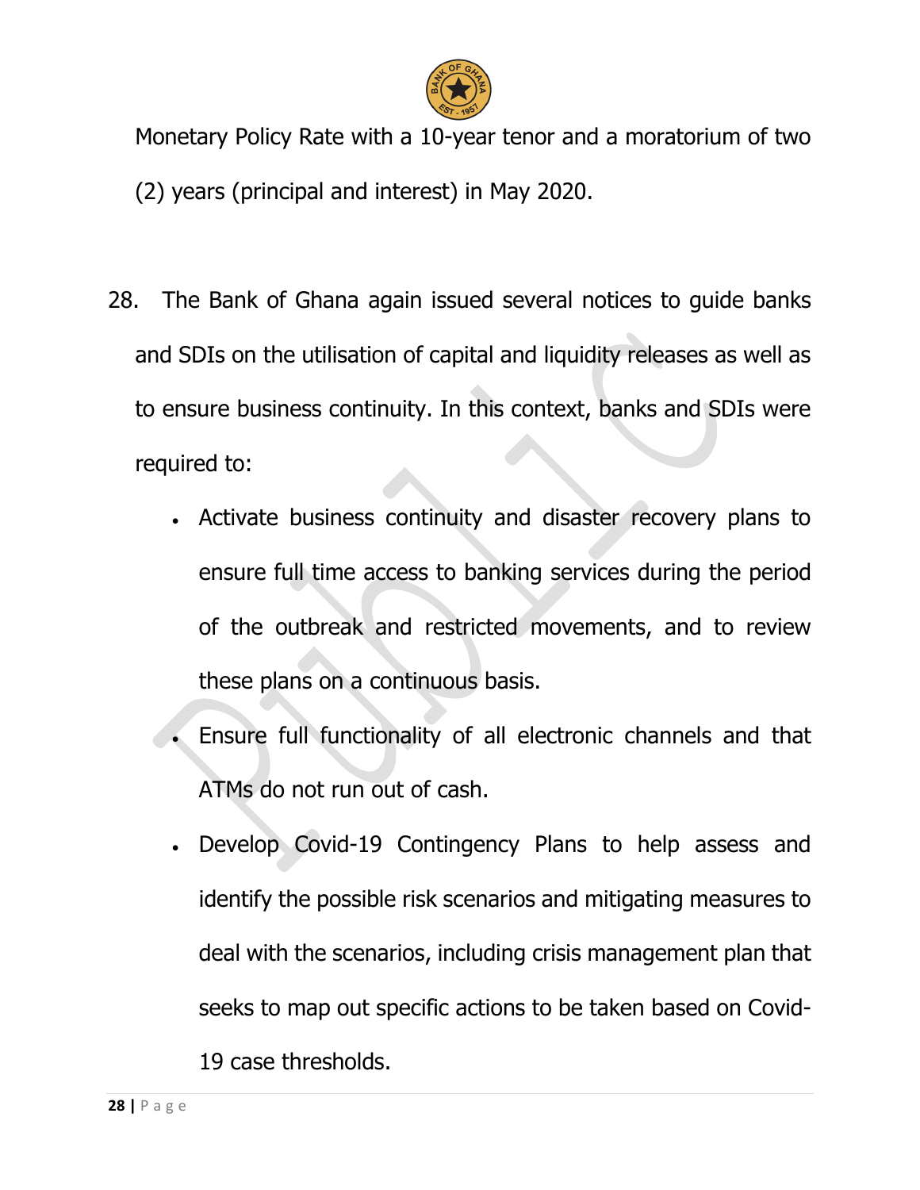Monetary Policy Rate with a 10-year tenor and a moratorium of two (2) years (principal and interest) in May 2020.

28. The Bank of Ghana again issued several notices to guide banks and SDIs on the utilisation of capital and liquidity releases as well as to ensure business continuity. In this context, banks and SDIs were required to:

- Activate business continuity and disaster recovery plans to ensure full time access to banking services during the period of the outbreak and restricted movements, and to review these plans on a continuous basis.
- Ensure full functionality of all electronic channels and that ATMs do not run out of cash.
- Develop Covid-19 Contingency Plans to help assess and identify the possible risk scenarios and mitigating measures to deal with the scenarios, including crisis management plan that seeks to map out specific actions to be taken based on Covid-19 case thresholds.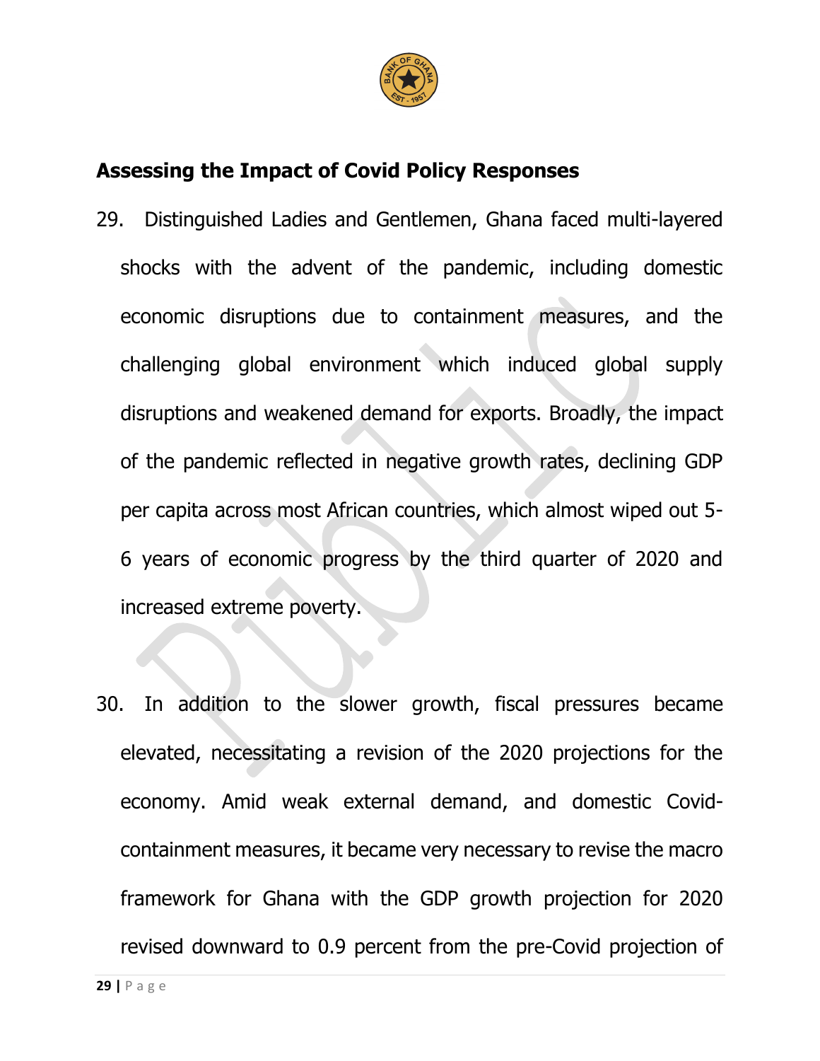## Assessing the Impact of Covid Policy Responses

29. Distinguished Ladies and Gentlemen, Ghana faced multi-layered shocks with the advent of the pandemic, including domestic economic disruptions due to containment measures, and the challenging global environment which induced global supply disruptions and weakened demand for exports. Broadly, the impact of the pandemic reflected in negative growth rates, declining GDP per capita across most African countries, which almost wiped out 5-6 years of economic progress by the third quarter of 2020 and increased extreme poverty.

30. In addition to the slower growth, fiscal pressures became elevated, necessitating a revision of the 2020 projections for the economy. Amid weak external demand, and domestic Covid-containment measures, it became very necessary to revise the macro framework for Ghana with the GDP growth projection for 2020 revised downward to 0.9 percent from the pre-Covid projection of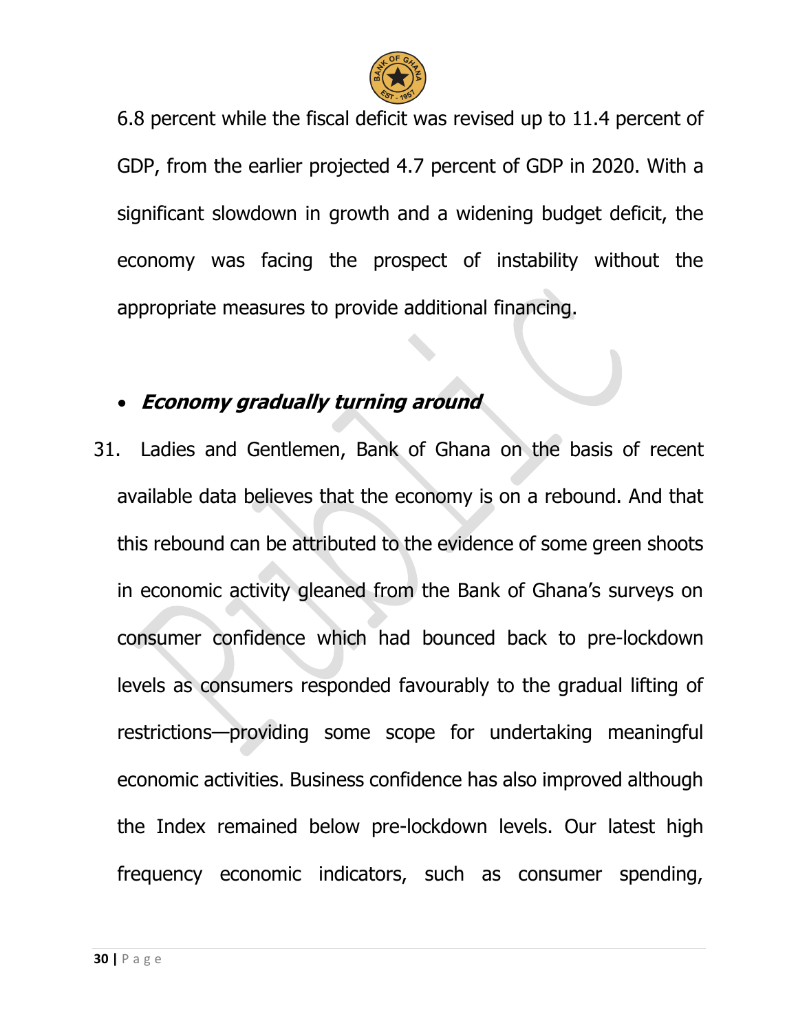6.8 percent while the fiscal deficit was revised up to 11.4 percent of GDP, from the earlier projected 4.7 percent of GDP in 2020. With a significant slowdown in growth and a widening budget deficit, the economy was facing the prospect of instability without the appropriate measures to provide additional financing.

- ***Economy gradually turning around***

31. Ladies and Gentlemen, Bank of Ghana on the basis of recent available data believes that the economy is on a rebound. And that this rebound can be attributed to the evidence of some green shoots in economic activity gleaned from the Bank of Ghana's surveys on consumer confidence which had bounced back to pre-lockdown levels as consumers responded favourably to the gradual lifting of restrictions—providing some scope for undertaking meaningful economic activities. Business confidence has also improved although the Index remained below pre-lockdown levels. Our latest high frequency economic indicators, such as consumer spending,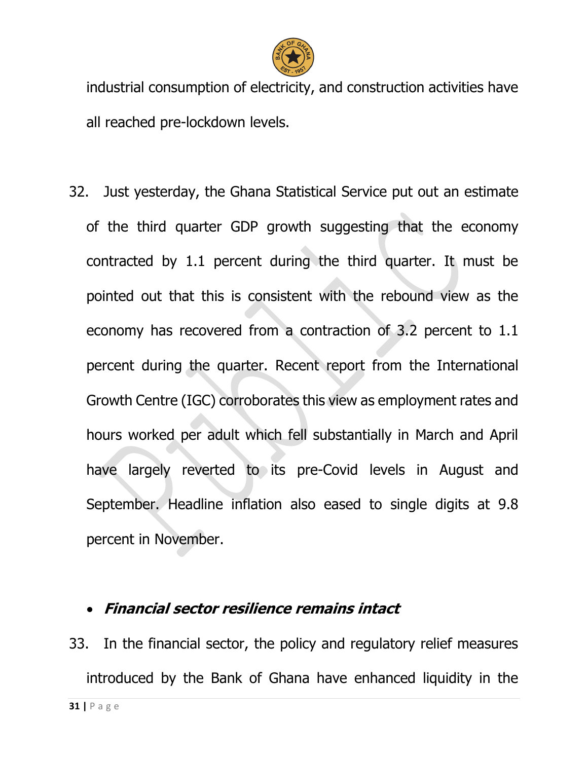industrial consumption of electricity, and construction activities have all reached pre-lockdown levels.

32. Just yesterday, the Ghana Statistical Service put out an estimate of the third quarter GDP growth suggesting that the economy contracted by 1.1 percent during the third quarter. It must be pointed out that this is consistent with the rebound view as the economy has recovered from a contraction of 3.2 percent to 1.1 percent during the quarter. Recent report from the International Growth Centre (IGC) corroborates this view as employment rates and hours worked per adult which fell substantially in March and April have largely reverted to its pre-Covid levels in August and September. Headline inflation also eased to single digits at 9.8 percent in November.

- ***Financial sector resilience remains intact***

33. In the financial sector, the policy and regulatory relief measures introduced by the Bank of Ghana have enhanced liquidity in the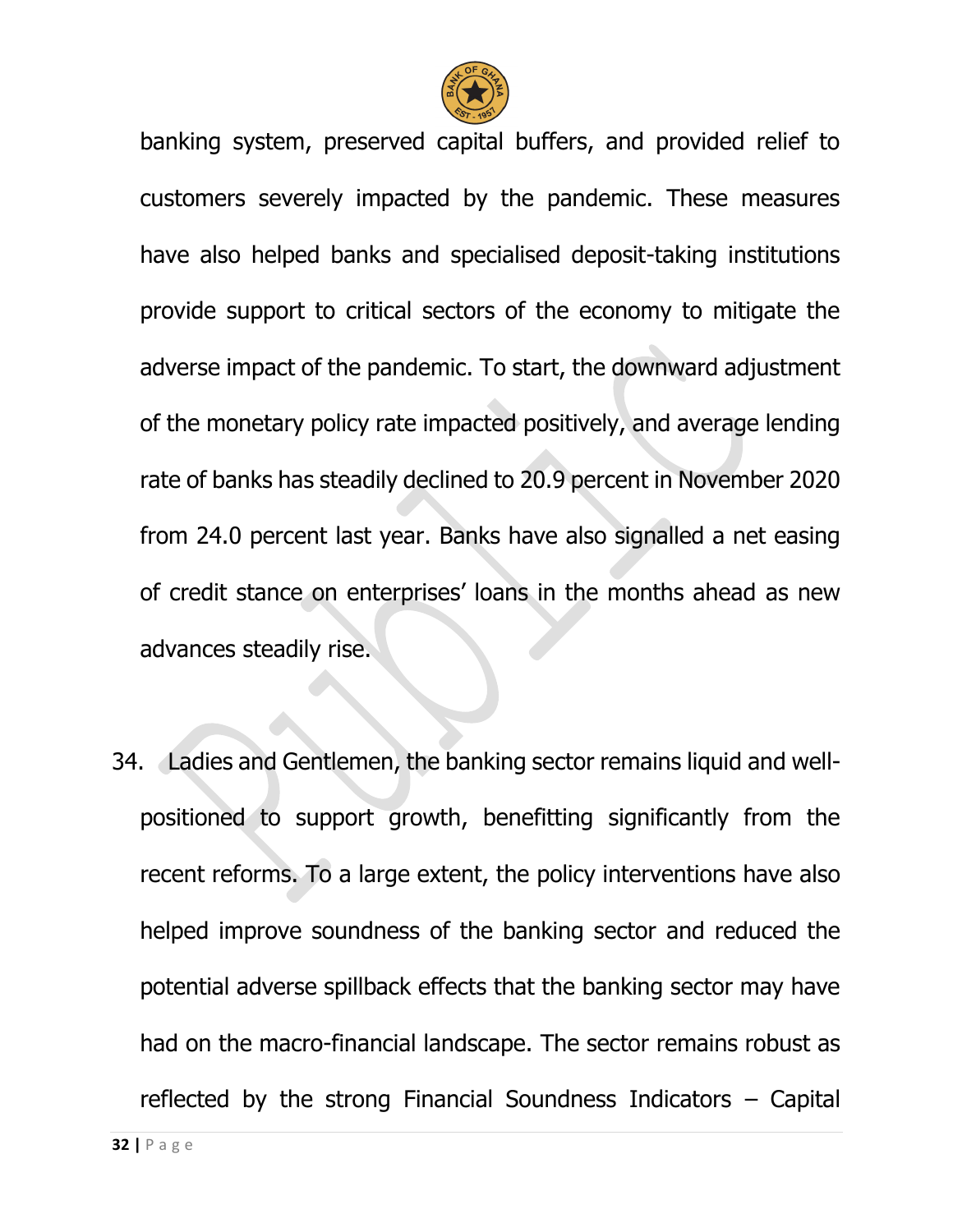banking system, preserved capital buffers, and provided relief to customers severely impacted by the pandemic. These measures have also helped banks and specialised deposit-taking institutions provide support to critical sectors of the economy to mitigate the adverse impact of the pandemic. To start, the downward adjustment of the monetary policy rate impacted positively, and average lending rate of banks has steadily declined to 20.9 percent in November 2020 from 24.0 percent last year. Banks have also signalled a net easing of credit stance on enterprises' loans in the months ahead as new advances steadily rise.

34. Ladies and Gentlemen, the banking sector remains liquid and well-positioned to support growth, benefitting significantly from the recent reforms. To a large extent, the policy interventions have also helped improve soundness of the banking sector and reduced the potential adverse spillback effects that the banking sector may have had on the macro-financial landscape. The sector remains robust as reflected by the strong Financial Soundness Indicators – Capital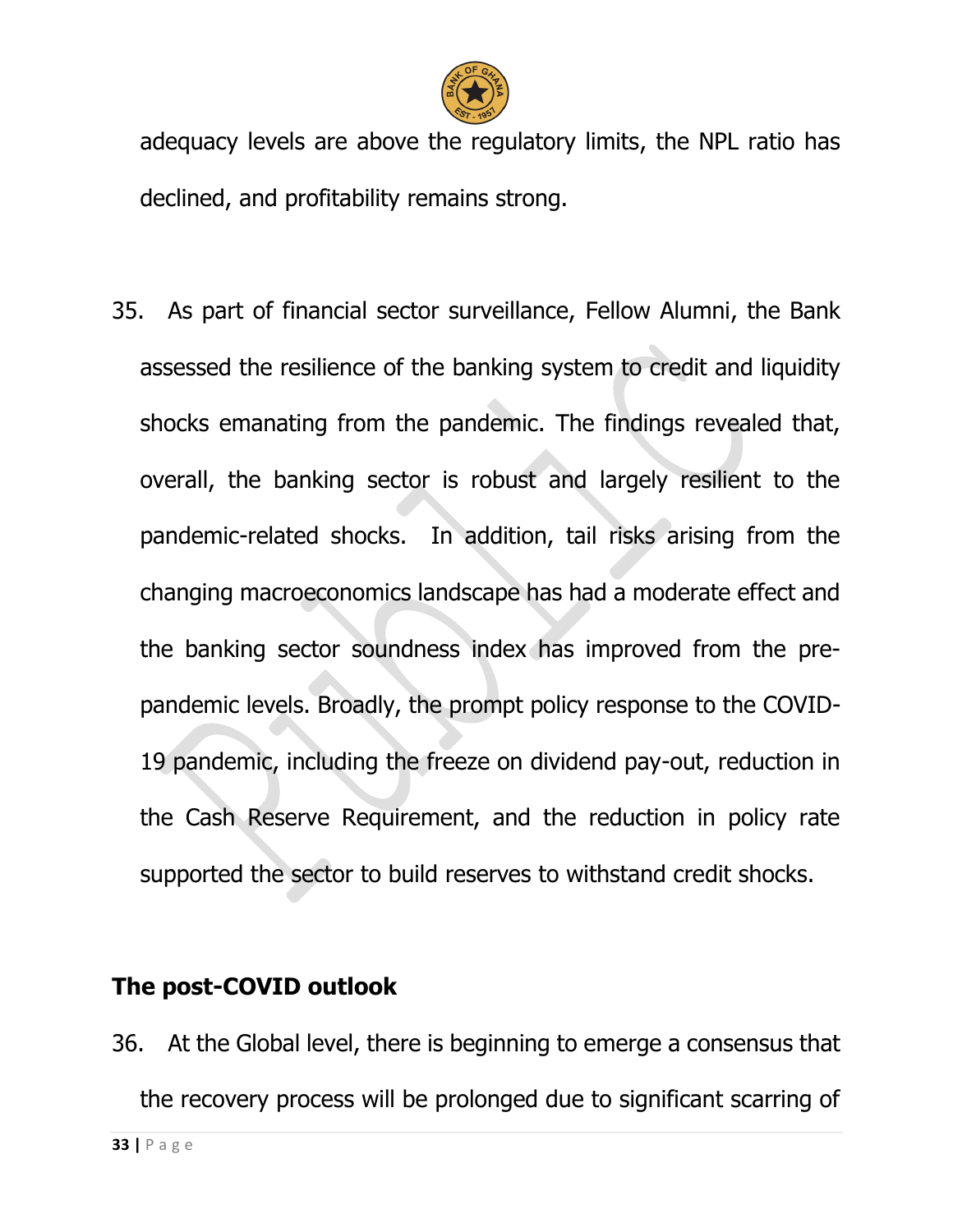adequacy levels are above the regulatory limits, the NPL ratio has declined, and profitability remains strong.

35. As part of financial sector surveillance, Fellow Alumni, the Bank assessed the resilience of the banking system to credit and liquidity shocks emanating from the pandemic. The findings revealed that, overall, the banking sector is robust and largely resilient to the pandemic-related shocks. In addition, tail risks arising from the changing macroeconomics landscape has had a moderate effect and the banking sector soundness index has improved from the pre-pandemic levels. Broadly, the prompt policy response to the COVID-19 pandemic, including the freeze on dividend pay-out, reduction in the Cash Reserve Requirement, and the reduction in policy rate supported the sector to build reserves to withstand credit shocks.

**The post-COVID outlook**

36. At the Global level, there is beginning to emerge a consensus that the recovery process will be prolonged due to significant scarring of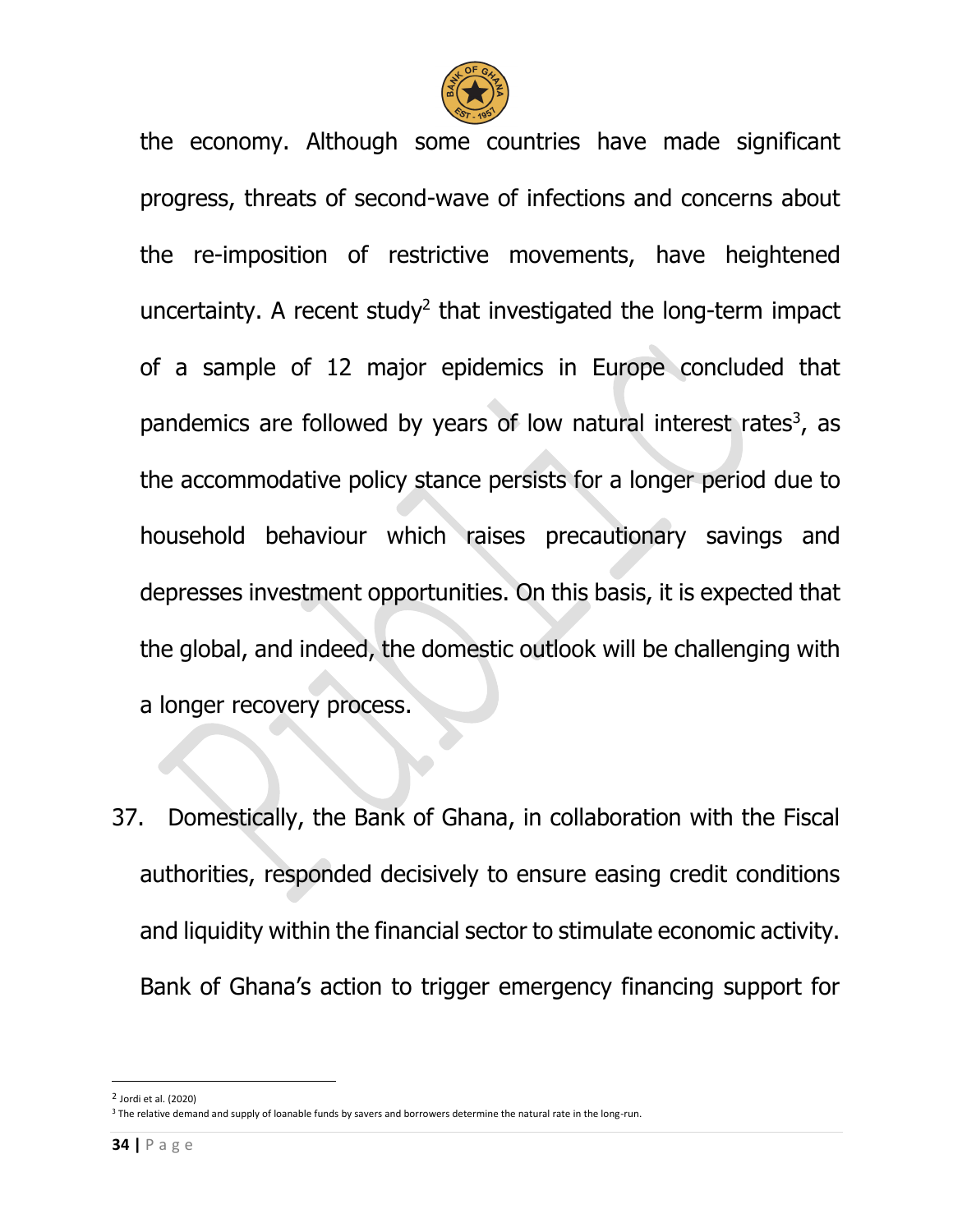the economy. Although some countries have made significant progress, threats of second-wave of infections and concerns about the re-imposition of restrictive movements, have heightened uncertainty. A recent study[2] that investigated the long-term impact of a sample of 12 major epidemics in Europe concluded that pandemics are followed by years of low natural interest rates[3], as the accommodative policy stance persists for a longer period due to household behaviour which raises precautionary savings and depresses investment opportunities. On this basis, it is expected that the global, and indeed, the domestic outlook will be challenging with a longer recovery process.

37. Domestically, the Bank of Ghana, in collaboration with the Fiscal authorities, responded decisively to ensure easing credit conditions and liquidity within the financial sector to stimulate economic activity. Bank of Ghana's action to trigger emergency financing support for

---

[2] Jordi et al. (2020)

[3] The relative demand and supply of loanable funds by savers and borrowers determine the natural rate in the long-run.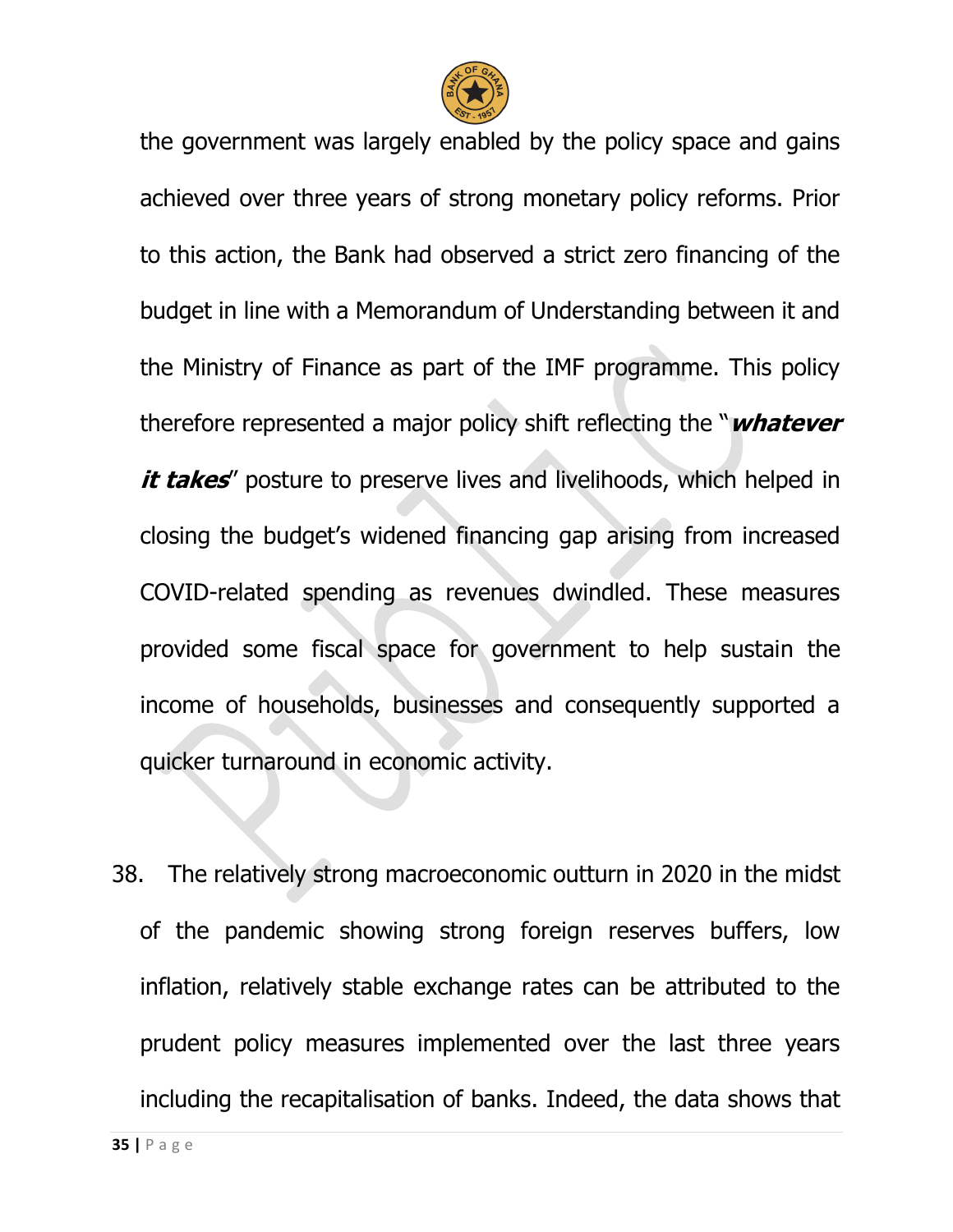the government was largely enabled by the policy space and gains achieved over three years of strong monetary policy reforms. Prior to this action, the Bank had observed a strict zero financing of the budget in line with a Memorandum of Understanding between it and the Ministry of Finance as part of the IMF programme. This policy therefore represented a major policy shift reflecting the "***whatever it takes***" posture to preserve lives and livelihoods, which helped in closing the budget's widened financing gap arising from increased COVID-related spending as revenues dwindled. These measures provided some fiscal space for government to help sustain the income of households, businesses and consequently supported a quicker turnaround in economic activity.

38. The relatively strong macroeconomic outturn in 2020 in the midst of the pandemic showing strong foreign reserves buffers, low inflation, relatively stable exchange rates can be attributed to the prudent policy measures implemented over the last three years including the recapitalisation of banks. Indeed, the data shows that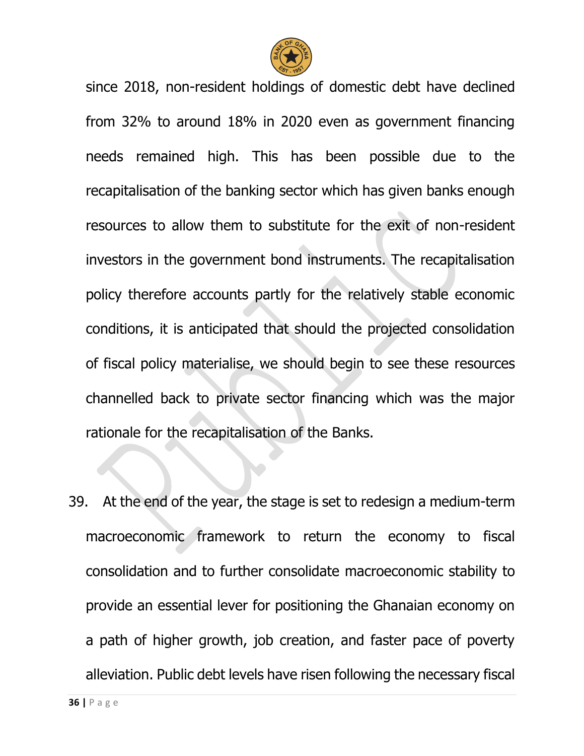since 2018, non-resident holdings of domestic debt have declined from 32% to around 18% in 2020 even as government financing needs remained high. This has been possible due to the recapitalisation of the banking sector which has given banks enough resources to allow them to substitute for the exit of non-resident investors in the government bond instruments. The recapitalisation policy therefore accounts partly for the relatively stable economic conditions, it is anticipated that should the projected consolidation of fiscal policy materialise, we should begin to see these resources channelled back to private sector financing which was the major rationale for the recapitalisation of the Banks.

39. At the end of the year, the stage is set to redesign a medium-term macroeconomic framework to return the economy to fiscal consolidation and to further consolidate macroeconomic stability to provide an essential lever for positioning the Ghanaian economy on a path of higher growth, job creation, and faster pace of poverty alleviation. Public debt levels have risen following the necessary fiscal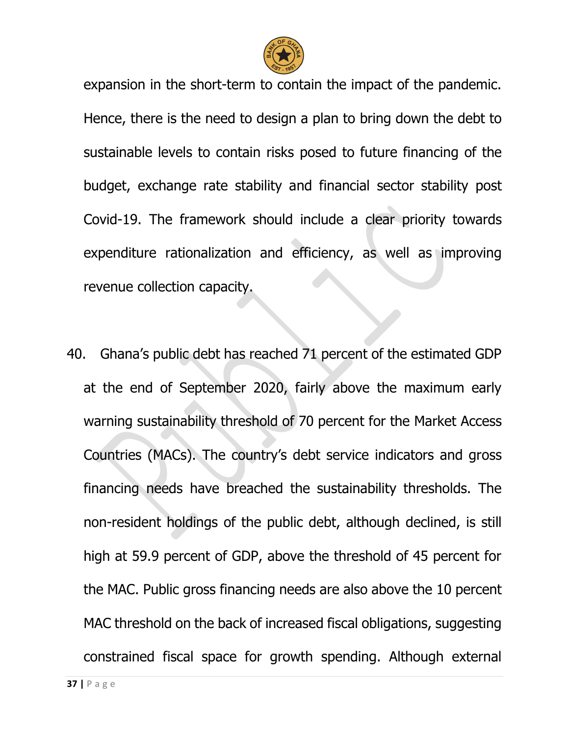expansion in the short-term to contain the impact of the pandemic. Hence, there is the need to design a plan to bring down the debt to sustainable levels to contain risks posed to future financing of the budget, exchange rate stability and financial sector stability post Covid-19. The framework should include a clear priority towards expenditure rationalization and efficiency, as well as improving revenue collection capacity.

40. Ghana's public debt has reached 71 percent of the estimated GDP at the end of September 2020, fairly above the maximum early warning sustainability threshold of 70 percent for the Market Access Countries (MACs). The country's debt service indicators and gross financing needs have breached the sustainability thresholds. The non-resident holdings of the public debt, although declined, is still high at 59.9 percent of GDP, above the threshold of 45 percent for the MAC. Public gross financing needs are also above the 10 percent MAC threshold on the back of increased fiscal obligations, suggesting constrained fiscal space for growth spending. Although external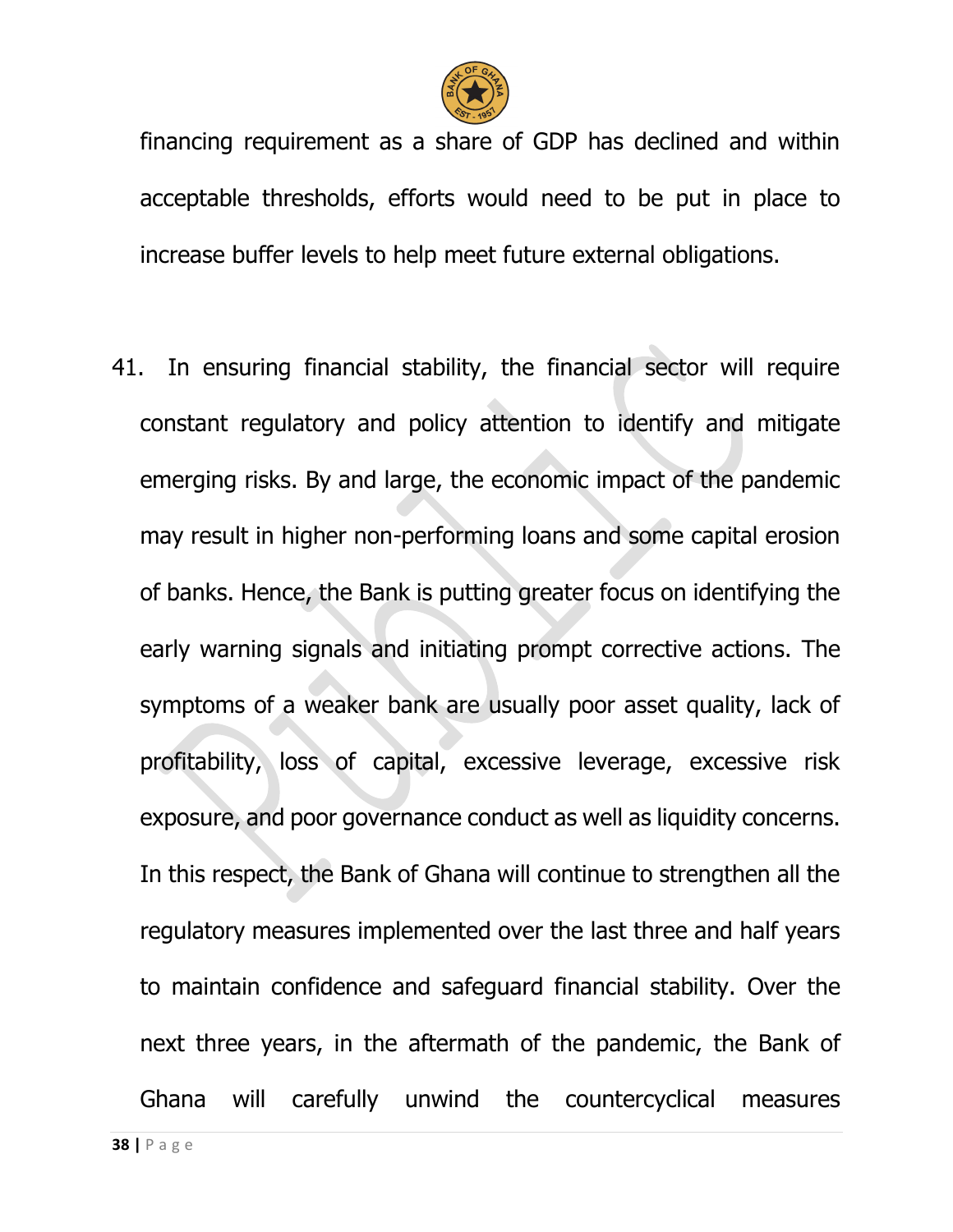financing requirement as a share of GDP has declined and within acceptable thresholds, efforts would need to be put in place to increase buffer levels to help meet future external obligations.

41. In ensuring financial stability, the financial sector will require constant regulatory and policy attention to identify and mitigate emerging risks. By and large, the economic impact of the pandemic may result in higher non-performing loans and some capital erosion of banks. Hence, the Bank is putting greater focus on identifying the early warning signals and initiating prompt corrective actions. The symptoms of a weaker bank are usually poor asset quality, lack of profitability, loss of capital, excessive leverage, excessive risk exposure, and poor governance conduct as well as liquidity concerns. In this respect, the Bank of Ghana will continue to strengthen all the regulatory measures implemented over the last three and half years to maintain confidence and safeguard financial stability. Over the next three years, in the aftermath of the pandemic, the Bank of Ghana will carefully unwind the countercyclical measures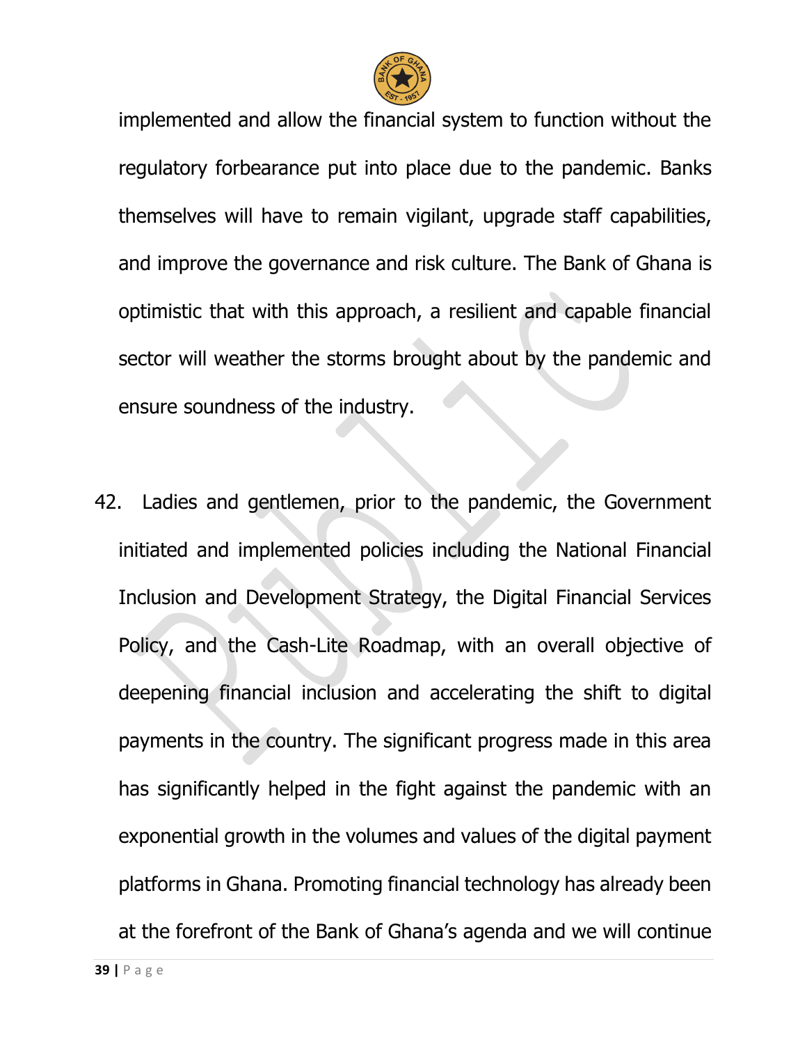implemented and allow the financial system to function without the regulatory forbearance put into place due to the pandemic. Banks themselves will have to remain vigilant, upgrade staff capabilities, and improve the governance and risk culture. The Bank of Ghana is optimistic that with this approach, a resilient and capable financial sector will weather the storms brought about by the pandemic and ensure soundness of the industry.

42. Ladies and gentlemen, prior to the pandemic, the Government initiated and implemented policies including the National Financial Inclusion and Development Strategy, the Digital Financial Services Policy, and the Cash-Lite Roadmap, with an overall objective of deepening financial inclusion and accelerating the shift to digital payments in the country. The significant progress made in this area has significantly helped in the fight against the pandemic with an exponential growth in the volumes and values of the digital payment platforms in Ghana. Promoting financial technology has already been at the forefront of the Bank of Ghana's agenda and we will continue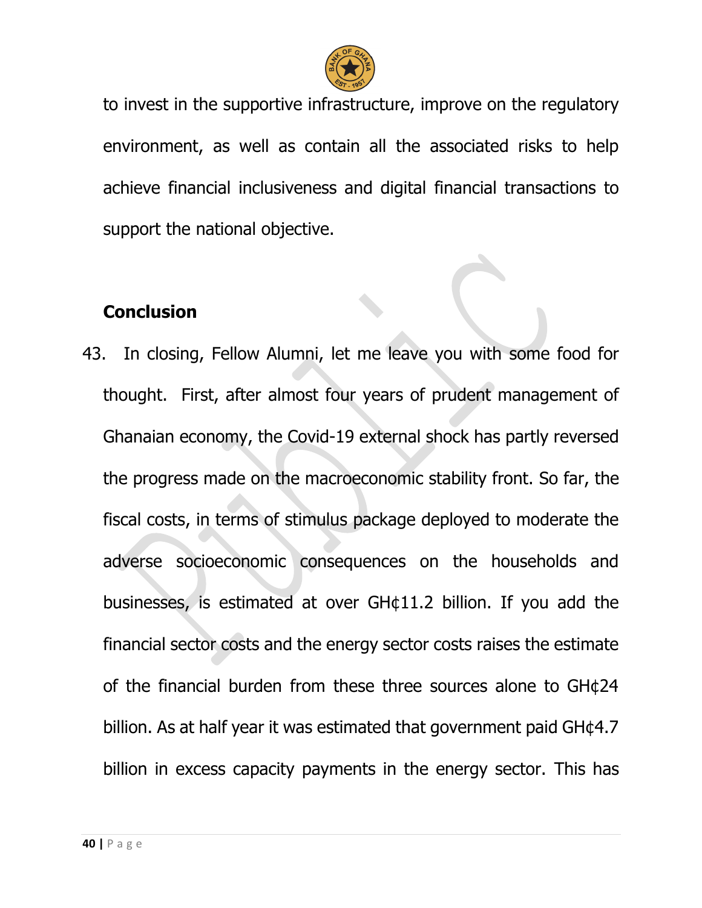to invest in the supportive infrastructure, improve on the regulatory environment, as well as contain all the associated risks to help achieve financial inclusiveness and digital financial transactions to support the national objective.

## Conclusion

43. In closing, Fellow Alumni, let me leave you with some food for thought. First, after almost four years of prudent management of Ghanaian economy, the Covid-19 external shock has partly reversed the progress made on the macroeconomic stability front. So far, the fiscal costs, in terms of stimulus package deployed to moderate the adverse socioeconomic consequences on the households and businesses, is estimated at over GH¢11.2 billion. If you add the financial sector costs and the energy sector costs raises the estimate of the financial burden from these three sources alone to GH¢24 billion. As at half year it was estimated that government paid GH¢4.7 billion in excess capacity payments in the energy sector. This has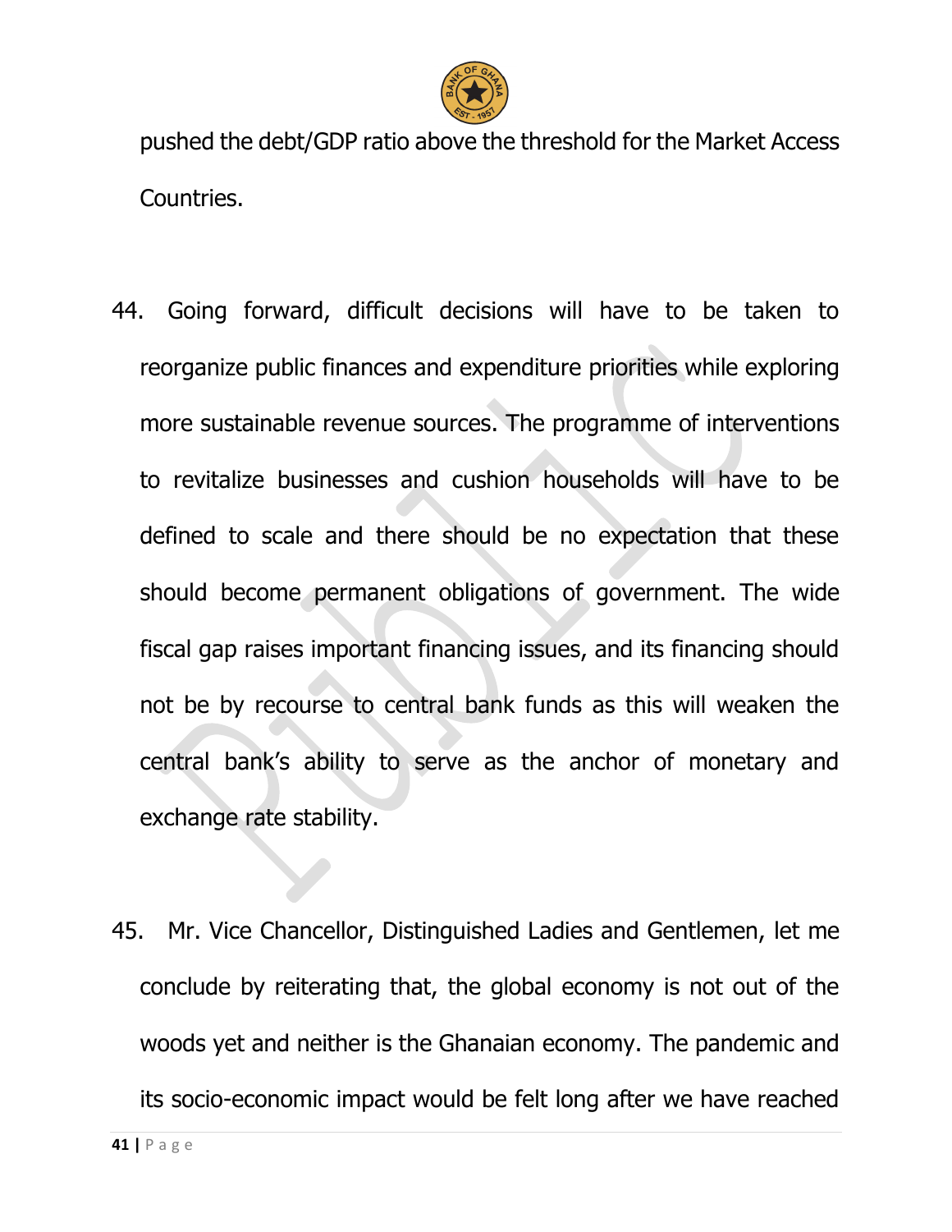pushed the debt/GDP ratio above the threshold for the Market Access Countries.

44. Going forward, difficult decisions will have to be taken to reorganize public finances and expenditure priorities while exploring more sustainable revenue sources. The programme of interventions to revitalize businesses and cushion households will have to be defined to scale and there should be no expectation that these should become permanent obligations of government. The wide fiscal gap raises important financing issues, and its financing should not be by recourse to central bank funds as this will weaken the central bank's ability to serve as the anchor of monetary and exchange rate stability.

45. Mr. Vice Chancellor, Distinguished Ladies and Gentlemen, let me conclude by reiterating that, the global economy is not out of the woods yet and neither is the Ghanaian economy. The pandemic and its socio-economic impact would be felt long after we have reached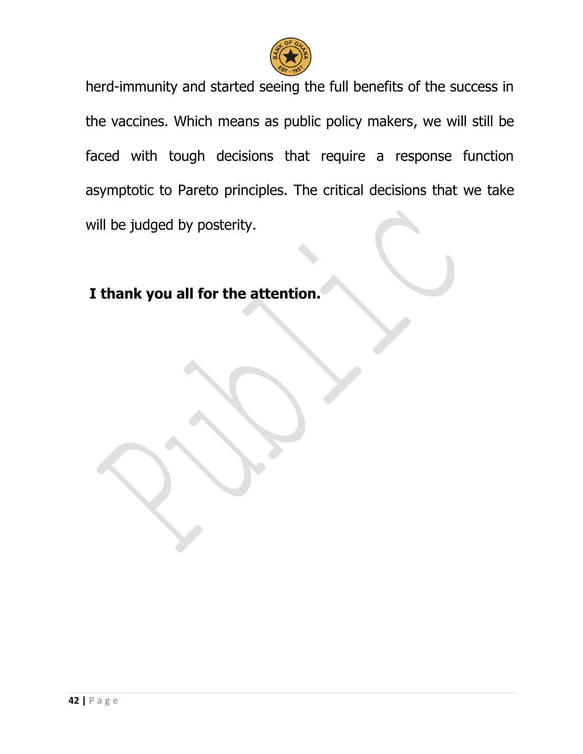herd-immunity and started seeing the full benefits of the success in the vaccines. Which means as public policy makers, we will still be faced with tough decisions that require a response function asymptotic to Pareto principles. The critical decisions that we take will be judged by posterity.

**I thank you all for the attention.**